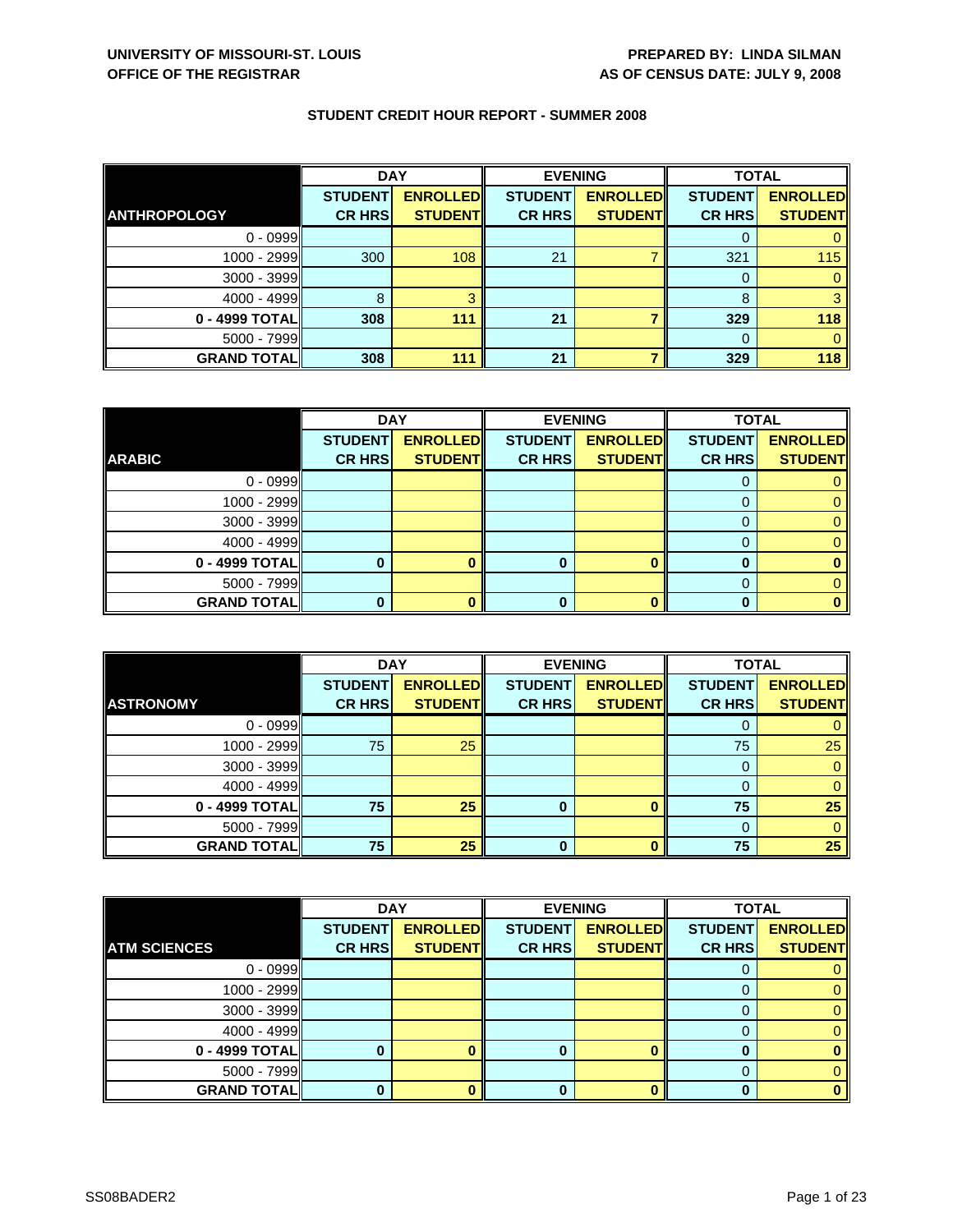**UNIVERSITY OF MISSOURI-ST. LOUIS**
**OFFICE OF THE REGISTRAR**

**PREPARED BY: LINDA SILMAN**
**AS OF CENSUS DATE: JULY 9, 2008**

## STUDENT CREDIT HOUR REPORT - SUMMER 2008

| | DAY | | EVENING | | TOTAL | |
|---|---|---|---|---|---|---|
| **ANTHROPOLOGY** | **STUDENT CR HRS** | **ENROLLED STUDENT** | **STUDENT CR HRS** | **ENROLLED STUDENT** | **STUDENT CR HRS** | **ENROLLED STUDENT** |
| 0 - 0999 | | | | | 0 | 0 |
| 1000 - 2999 | 300 | 108 | 21 | 7 | 321 | 115 |
| 3000 - 3999 | | | | | 0 | 0 |
| 4000 - 4999 | 8 | 3 | | | 8 | 3 |
| **0 - 4999 TOTAL** | **308** | **111** | **21** | **7** | **329** | **118** |
| 5000 - 7999 | | | | | 0 | 0 |
| **GRAND TOTAL** | **308** | **111** | **21** | **7** | **329** | **118** |

| | DAY | | EVENING | | TOTAL | |
|---|---|---|---|---|---|---|
| **ARABIC** | **STUDENT CR HRS** | **ENROLLED STUDENT** | **STUDENT CR HRS** | **ENROLLED STUDENT** | **STUDENT CR HRS** | **ENROLLED STUDENT** |
| 0 - 0999 | | | | | 0 | 0 |
| 1000 - 2999 | | | | | 0 | 0 |
| 3000 - 3999 | | | | | 0 | 0 |
| 4000 - 4999 | | | | | 0 | 0 |
| **0 - 4999 TOTAL** | **0** | **0** | **0** | **0** | **0** | **0** |
| 5000 - 7999 | | | | | 0 | 0 |
| **GRAND TOTAL** | **0** | **0** | **0** | **0** | **0** | **0** |

| | DAY | | EVENING | | TOTAL | |
|---|---|---|---|---|---|---|
| **ASTRONOMY** | **STUDENT CR HRS** | **ENROLLED STUDENT** | **STUDENT CR HRS** | **ENROLLED STUDENT** | **STUDENT CR HRS** | **ENROLLED STUDENT** |
| 0 - 0999 | | | | | 0 | 0 |
| 1000 - 2999 | 75 | 25 | | | 75 | 25 |
| 3000 - 3999 | | | | | 0 | 0 |
| 4000 - 4999 | | | | | 0 | 0 |
| **0 - 4999 TOTAL** | **75** | **25** | **0** | **0** | **75** | **25** |
| 5000 - 7999 | | | | | 0 | 0 |
| **GRAND TOTAL** | **75** | **25** | **0** | **0** | **75** | **25** |

| | DAY | | EVENING | | TOTAL | |
|---|---|---|---|---|---|---|
| **ATM SCIENCES** | **STUDENT CR HRS** | **ENROLLED STUDENT** | **STUDENT CR HRS** | **ENROLLED STUDENT** | **STUDENT CR HRS** | **ENROLLED STUDENT** |
| 0 - 0999 | | | | | 0 | 0 |
| 1000 - 2999 | | | | | 0 | 0 |
| 3000 - 3999 | | | | | 0 | 0 |
| 4000 - 4999 | | | | | 0 | 0 |
| **0 - 4999 TOTAL** | **0** | **0** | **0** | **0** | **0** | **0** |
| 5000 - 7999 | | | | | 0 | 0 |
| **GRAND TOTAL** | **0** | **0** | **0** | **0** | **0** | **0** |

SS08BADER2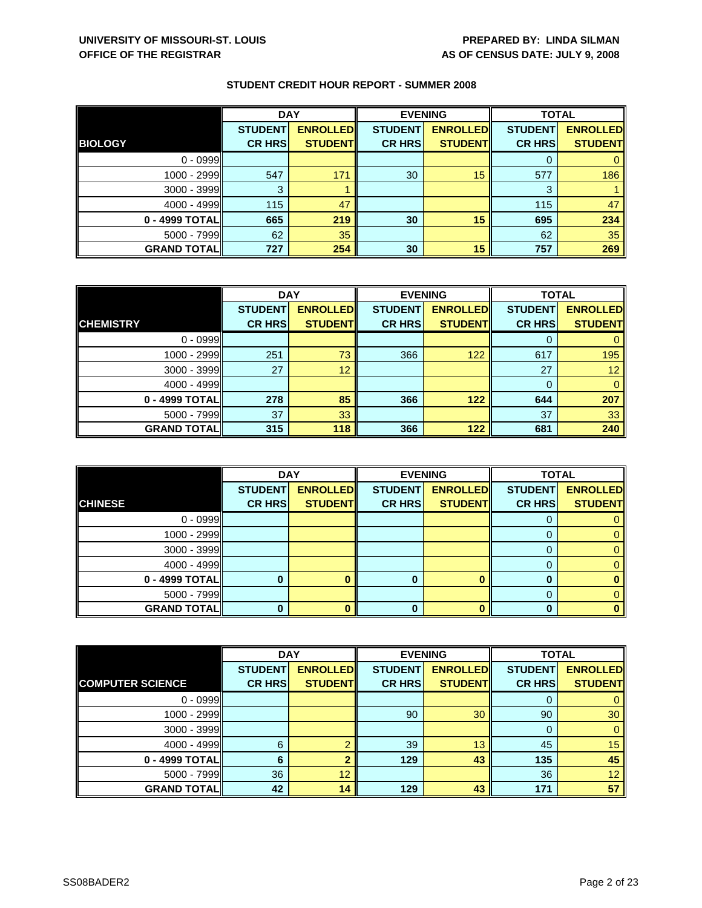**UNIVERSITY OF MISSOURI-ST. LOUIS**
**OFFICE OF THE REGISTRAR**

**PREPARED BY: LINDA SILMAN**
**AS OF CENSUS DATE: JULY 9, 2008**

## STUDENT CREDIT HOUR REPORT - SUMMER 2008

| | DAY | | EVENING | | TOTAL | |
|---|---|---|---|---|---|---|
| **BIOLOGY** | **STUDENT CR HRS** | **ENROLLED STUDENT** | **STUDENT CR HRS** | **ENROLLED STUDENT** | **STUDENT CR HRS** | **ENROLLED STUDENT** |
| 0 - 0999 | | | | | 0 | 0 |
| 1000 - 2999 | 547 | 171 | 30 | 15 | 577 | 186 |
| 3000 - 3999 | 3 | 1 | | | 3 | 1 |
| 4000 - 4999 | 115 | 47 | | | 115 | 47 |
| **0 - 4999 TOTAL** | **665** | **219** | **30** | **15** | **695** | **234** |
| 5000 - 7999 | 62 | 35 | | | 62 | 35 |
| **GRAND TOTAL** | **727** | **254** | **30** | **15** | **757** | **269** |

| | DAY | | EVENING | | TOTAL | |
|---|---|---|---|---|---|---|
| **CHEMISTRY** | **STUDENT CR HRS** | **ENROLLED STUDENT** | **STUDENT CR HRS** | **ENROLLED STUDENT** | **STUDENT CR HRS** | **ENROLLED STUDENT** |
| 0 - 0999 | | | | | 0 | 0 |
| 1000 - 2999 | 251 | 73 | 366 | 122 | 617 | 195 |
| 3000 - 3999 | 27 | 12 | | | 27 | 12 |
| 4000 - 4999 | | | | | 0 | 0 |
| **0 - 4999 TOTAL** | **278** | **85** | **366** | **122** | **644** | **207** |
| 5000 - 7999 | 37 | 33 | | | 37 | 33 |
| **GRAND TOTAL** | **315** | **118** | **366** | **122** | **681** | **240** |

| | DAY | | EVENING | | TOTAL | |
|---|---|---|---|---|---|---|
| **CHINESE** | **STUDENT CR HRS** | **ENROLLED STUDENT** | **STUDENT CR HRS** | **ENROLLED STUDENT** | **STUDENT CR HRS** | **ENROLLED STUDENT** |
| 0 - 0999 | | | | | 0 | 0 |
| 1000 - 2999 | | | | | 0 | 0 |
| 3000 - 3999 | | | | | 0 | 0 |
| 4000 - 4999 | | | | | 0 | 0 |
| **0 - 4999 TOTAL** | **0** | **0** | **0** | **0** | **0** | **0** |
| 5000 - 7999 | | | | | 0 | 0 |
| **GRAND TOTAL** | **0** | **0** | **0** | **0** | **0** | **0** |

| | DAY | | EVENING | | TOTAL | |
|---|---|---|---|---|---|---|
| **COMPUTER SCIENCE** | **STUDENT CR HRS** | **ENROLLED STUDENT** | **STUDENT CR HRS** | **ENROLLED STUDENT** | **STUDENT CR HRS** | **ENROLLED STUDENT** |
| 0 - 0999 | | | | | 0 | 0 |
| 1000 - 2999 | | | 90 | 30 | 90 | 30 |
| 3000 - 3999 | | | | | 0 | 0 |
| 4000 - 4999 | 6 | 2 | 39 | 13 | 45 | 15 |
| **0 - 4999 TOTAL** | **6** | **2** | **129** | **43** | **135** | **45** |
| 5000 - 7999 | 36 | 12 | | | 36 | 12 |
| **GRAND TOTAL** | **42** | **14** | **129** | **43** | **171** | **57** |

SS08BADER2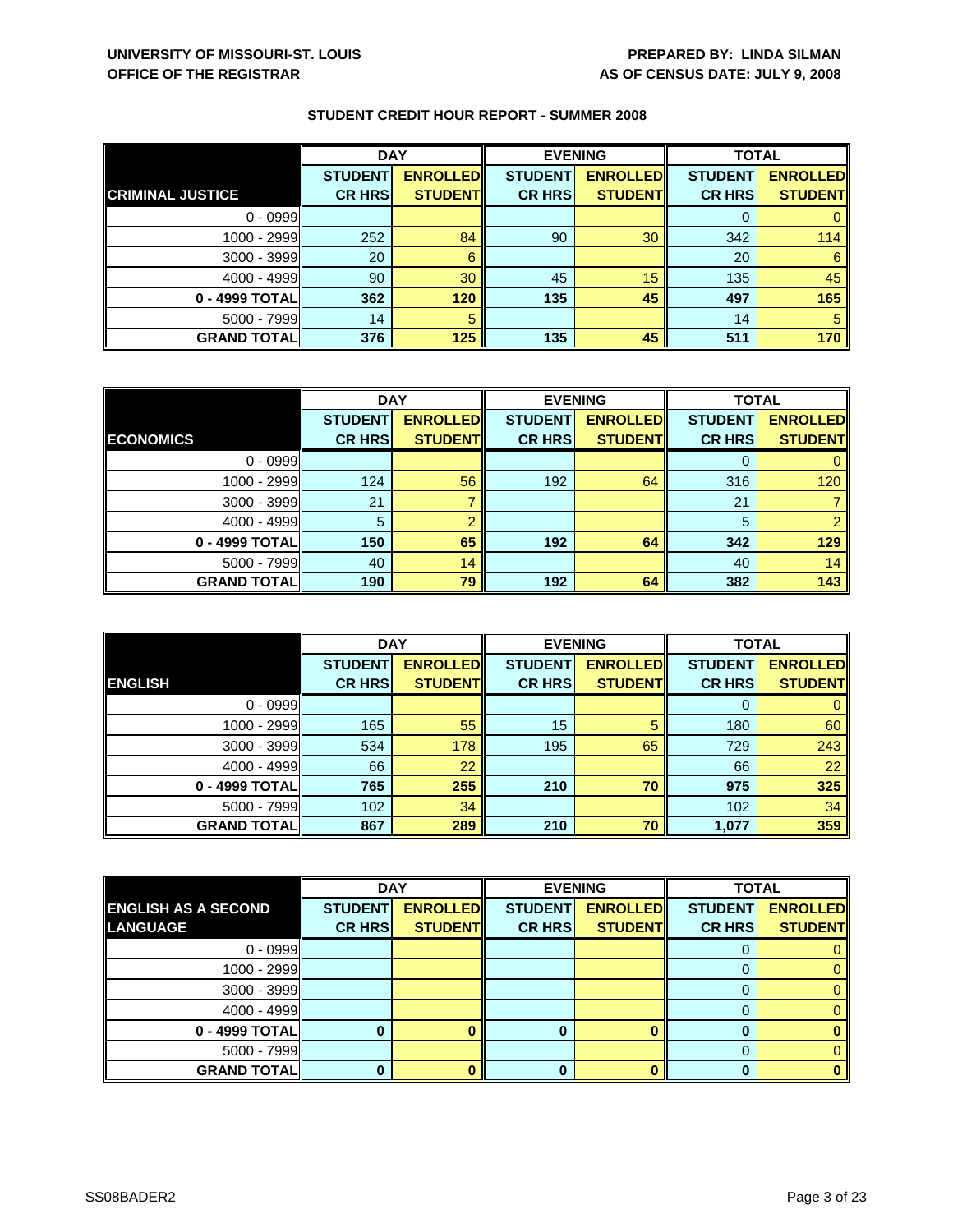UNIVERSITY OF MISSOURI-ST. LOUIS
OFFICE OF THE REGISTRAR

PREPARED BY: LINDA SILMAN
AS OF CENSUS DATE: JULY 9, 2008

## STUDENT CREDIT HOUR REPORT - SUMMER 2008

| CRIMINAL JUSTICE | DAY | | EVENING | | TOTAL | |
|---|---|---|---|---|---|---|
| | STUDENT CR HRS | ENROLLED STUDENT | STUDENT CR HRS | ENROLLED STUDENT | STUDENT CR HRS | ENROLLED STUDENT |
| 0 - 0999 | | | | | 0 | 0 |
| 1000 - 2999 | 252 | 84 | 90 | 30 | 342 | 114 |
| 3000 - 3999 | 20 | 6 | | | 20 | 6 |
| 4000 - 4999 | 90 | 30 | 45 | 15 | 135 | 45 |
| **0 - 4999 TOTAL** | **362** | **120** | **135** | **45** | **497** | **165** |
| 5000 - 7999 | 14 | 5 | | | 14 | 5 |
| **GRAND TOTAL** | **376** | **125** | **135** | **45** | **511** | **170** |

| ECONOMICS | DAY | | EVENING | | TOTAL | |
|---|---|---|---|---|---|---|
| | STUDENT CR HRS | ENROLLED STUDENT | STUDENT CR HRS | ENROLLED STUDENT | STUDENT CR HRS | ENROLLED STUDENT |
| 0 - 0999 | | | | | 0 | 0 |
| 1000 - 2999 | 124 | 56 | 192 | 64 | 316 | 120 |
| 3000 - 3999 | 21 | 7 | | | 21 | 7 |
| 4000 - 4999 | 5 | 2 | | | 5 | 2 |
| **0 - 4999 TOTAL** | **150** | **65** | **192** | **64** | **342** | **129** |
| 5000 - 7999 | 40 | 14 | | | 40 | 14 |
| **GRAND TOTAL** | **190** | **79** | **192** | **64** | **382** | **143** |

| ENGLISH | DAY | | EVENING | | TOTAL | |
|---|---|---|---|---|---|---|
| | STUDENT CR HRS | ENROLLED STUDENT | STUDENT CR HRS | ENROLLED STUDENT | STUDENT CR HRS | ENROLLED STUDENT |
| 0 - 0999 | | | | | 0 | 0 |
| 1000 - 2999 | 165 | 55 | 15 | 5 | 180 | 60 |
| 3000 - 3999 | 534 | 178 | 195 | 65 | 729 | 243 |
| 4000 - 4999 | 66 | 22 | | | 66 | 22 |
| **0 - 4999 TOTAL** | **765** | **255** | **210** | **70** | **975** | **325** |
| 5000 - 7999 | 102 | 34 | | | 102 | 34 |
| **GRAND TOTAL** | **867** | **289** | **210** | **70** | **1,077** | **359** |

| ENGLISH AS A SECOND LANGUAGE | DAY | | EVENING | | TOTAL | |
|---|---|---|---|---|---|---|
| | STUDENT CR HRS | ENROLLED STUDENT | STUDENT CR HRS | ENROLLED STUDENT | STUDENT CR HRS | ENROLLED STUDENT |
| 0 - 0999 | | | | | 0 | 0 |
| 1000 - 2999 | | | | | 0 | 0 |
| 3000 - 3999 | | | | | 0 | 0 |
| 4000 - 4999 | | | | | 0 | 0 |
| **0 - 4999 TOTAL** | **0** | **0** | **0** | **0** | **0** | **0** |
| 5000 - 7999 | | | | | 0 | 0 |
| **GRAND TOTAL** | **0** | **0** | **0** | **0** | **0** | **0** |

SS08BADER2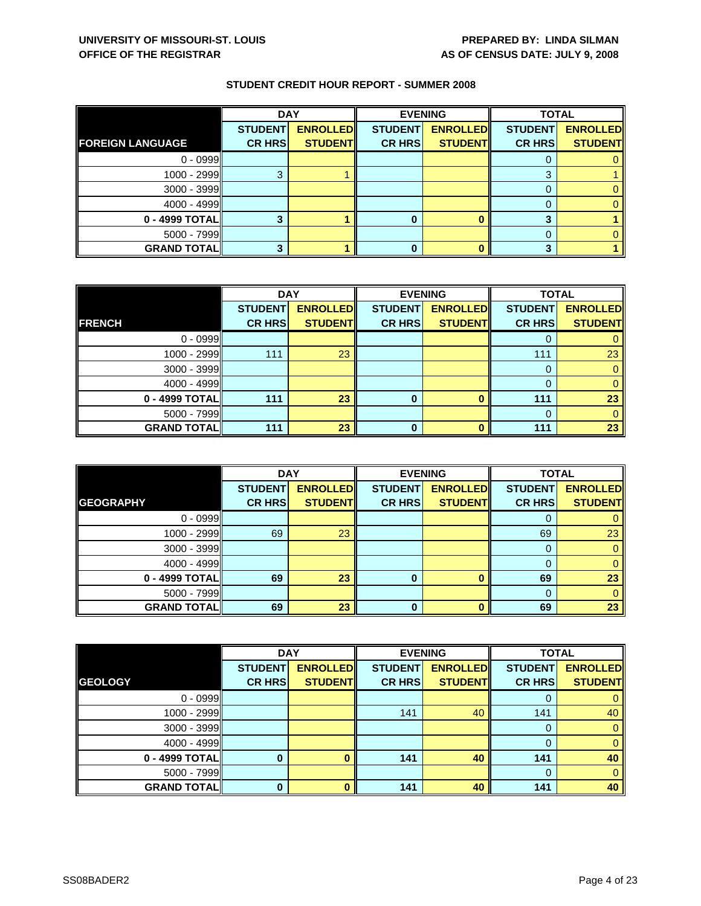UNIVERSITY OF MISSOURI-ST. LOUIS
OFFICE OF THE REGISTRAR

PREPARED BY: LINDA SILMAN
AS OF CENSUS DATE: JULY 9, 2008

## STUDENT CREDIT HOUR REPORT - SUMMER 2008

| | DAY | | EVENING | | TOTAL | |
|---|---|---|---|---|---|---|
| **FOREIGN LANGUAGE** | **STUDENT CR HRS** | **ENROLLED STUDENT** | **STUDENT CR HRS** | **ENROLLED STUDENT** | **STUDENT CR HRS** | **ENROLLED STUDENT** |
| 0 - 0999 | | | | | 0 | 0 |
| 1000 - 2999 | 3 | 1 | | | 3 | 1 |
| 3000 - 3999 | | | | | 0 | 0 |
| 4000 - 4999 | | | | | 0 | 0 |
| **0 - 4999 TOTAL** | **3** | **1** | **0** | **0** | **3** | **1** |
| 5000 - 7999 | | | | | 0 | 0 |
| **GRAND TOTAL** | **3** | **1** | **0** | **0** | **3** | **1** |

| | DAY | | EVENING | | TOTAL | |
|---|---|---|---|---|---|---|
| **FRENCH** | **STUDENT CR HRS** | **ENROLLED STUDENT** | **STUDENT CR HRS** | **ENROLLED STUDENT** | **STUDENT CR HRS** | **ENROLLED STUDENT** |
| 0 - 0999 | | | | | 0 | 0 |
| 1000 - 2999 | 111 | 23 | | | 111 | 23 |
| 3000 - 3999 | | | | | 0 | 0 |
| 4000 - 4999 | | | | | 0 | 0 |
| **0 - 4999 TOTAL** | **111** | **23** | **0** | **0** | **111** | **23** |
| 5000 - 7999 | | | | | 0 | 0 |
| **GRAND TOTAL** | **111** | **23** | **0** | **0** | **111** | **23** |

| | DAY | | EVENING | | TOTAL | |
|---|---|---|---|---|---|---|
| **GEOGRAPHY** | **STUDENT CR HRS** | **ENROLLED STUDENT** | **STUDENT CR HRS** | **ENROLLED STUDENT** | **STUDENT CR HRS** | **ENROLLED STUDENT** |
| 0 - 0999 | | | | | 0 | 0 |
| 1000 - 2999 | 69 | 23 | | | 69 | 23 |
| 3000 - 3999 | | | | | 0 | 0 |
| 4000 - 4999 | | | | | 0 | 0 |
| **0 - 4999 TOTAL** | **69** | **23** | **0** | **0** | **69** | **23** |
| 5000 - 7999 | | | | | 0 | 0 |
| **GRAND TOTAL** | **69** | **23** | **0** | **0** | **69** | **23** |

| | DAY | | EVENING | | TOTAL | |
|---|---|---|---|---|---|---|
| **GEOLOGY** | **STUDENT CR HRS** | **ENROLLED STUDENT** | **STUDENT CR HRS** | **ENROLLED STUDENT** | **STUDENT CR HRS** | **ENROLLED STUDENT** |
| 0 - 0999 | | | | | 0 | 0 |
| 1000 - 2999 | | | 141 | 40 | 141 | 40 |
| 3000 - 3999 | | | | | 0 | 0 |
| 4000 - 4999 | | | | | 0 | 0 |
| **0 - 4999 TOTAL** | **0** | **0** | **141** | **40** | **141** | **40** |
| 5000 - 7999 | | | | | 0 | 0 |
| **GRAND TOTAL** | **0** | **0** | **141** | **40** | **141** | **40** |

SS08BADER2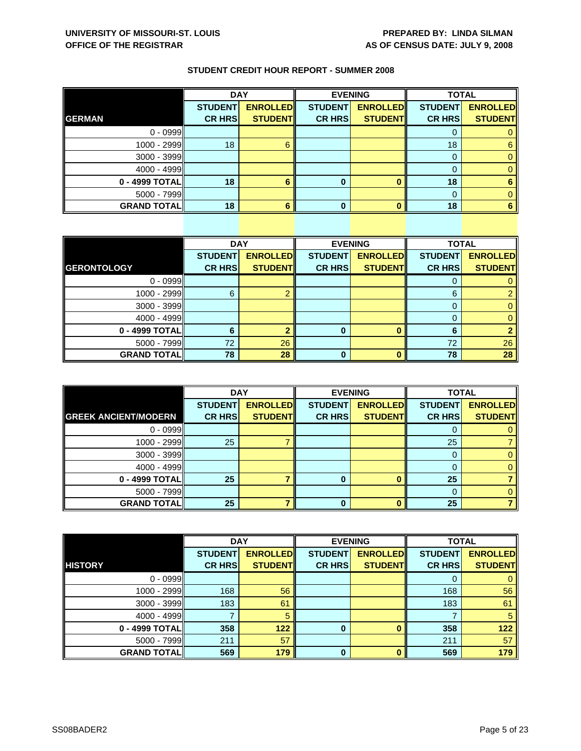**UNIVERSITY OF MISSOURI-ST. LOUIS**
**OFFICE OF THE REGISTRAR**

**PREPARED BY: LINDA SILMAN**
**AS OF CENSUS DATE: JULY 9, 2008**

## STUDENT CREDIT HOUR REPORT - SUMMER 2008

| | DAY | | EVENING | | TOTAL | |
|---|---|---|---|---|---|---|
| **GERMAN** | **STUDENT CR HRS** | **ENROLLED STUDENT** | **STUDENT CR HRS** | **ENROLLED STUDENT** | **STUDENT CR HRS** | **ENROLLED STUDENT** |
| 0 - 0999 | | | | | 0 | 0 |
| 1000 - 2999 | 18 | 6 | | | 18 | 6 |
| 3000 - 3999 | | | | | 0 | 0 |
| 4000 - 4999 | | | | | 0 | 0 |
| **0 - 4999 TOTAL** | **18** | **6** | **0** | **0** | **18** | **6** |
| 5000 - 7999 | | | | | 0 | 0 |
| **GRAND TOTAL** | **18** | **6** | **0** | **0** | **18** | **6** |

| | DAY | | EVENING | | TOTAL | |
|---|---|---|---|---|---|---|
| **GERONTOLOGY** | **STUDENT CR HRS** | **ENROLLED STUDENT** | **STUDENT CR HRS** | **ENROLLED STUDENT** | **STUDENT CR HRS** | **ENROLLED STUDENT** |
| 0 - 0999 | | | | | 0 | 0 |
| 1000 - 2999 | 6 | 2 | | | 6 | 2 |
| 3000 - 3999 | | | | | 0 | 0 |
| 4000 - 4999 | | | | | 0 | 0 |
| **0 - 4999 TOTAL** | **6** | **2** | **0** | **0** | **6** | **2** |
| 5000 - 7999 | 72 | 26 | | | 72 | 26 |
| **GRAND TOTAL** | **78** | **28** | **0** | **0** | **78** | **28** |

| | DAY | | EVENING | | TOTAL | |
|---|---|---|---|---|---|---|
| **GREEK ANCIENT/MODERN** | **STUDENT CR HRS** | **ENROLLED STUDENT** | **STUDENT CR HRS** | **ENROLLED STUDENT** | **STUDENT CR HRS** | **ENROLLED STUDENT** |
| 0 - 0999 | | | | | 0 | 0 |
| 1000 - 2999 | 25 | 7 | | | 25 | 7 |
| 3000 - 3999 | | | | | 0 | 0 |
| 4000 - 4999 | | | | | 0 | 0 |
| **0 - 4999 TOTAL** | **25** | **7** | **0** | **0** | **25** | **7** |
| 5000 - 7999 | | | | | 0 | 0 |
| **GRAND TOTAL** | **25** | **7** | **0** | **0** | **25** | **7** |

| | DAY | | EVENING | | TOTAL | |
|---|---|---|---|---|---|---|
| **HISTORY** | **STUDENT CR HRS** | **ENROLLED STUDENT** | **STUDENT CR HRS** | **ENROLLED STUDENT** | **STUDENT CR HRS** | **ENROLLED STUDENT** |
| 0 - 0999 | | | | | 0 | 0 |
| 1000 - 2999 | 168 | 56 | | | 168 | 56 |
| 3000 - 3999 | 183 | 61 | | | 183 | 61 |
| 4000 - 4999 | 7 | 5 | | | 7 | 5 |
| **0 - 4999 TOTAL** | **358** | **122** | **0** | **0** | **358** | **122** |
| 5000 - 7999 | 211 | 57 | | | 211 | 57 |
| **GRAND TOTAL** | **569** | **179** | **0** | **0** | **569** | **179** |

SS08BADER2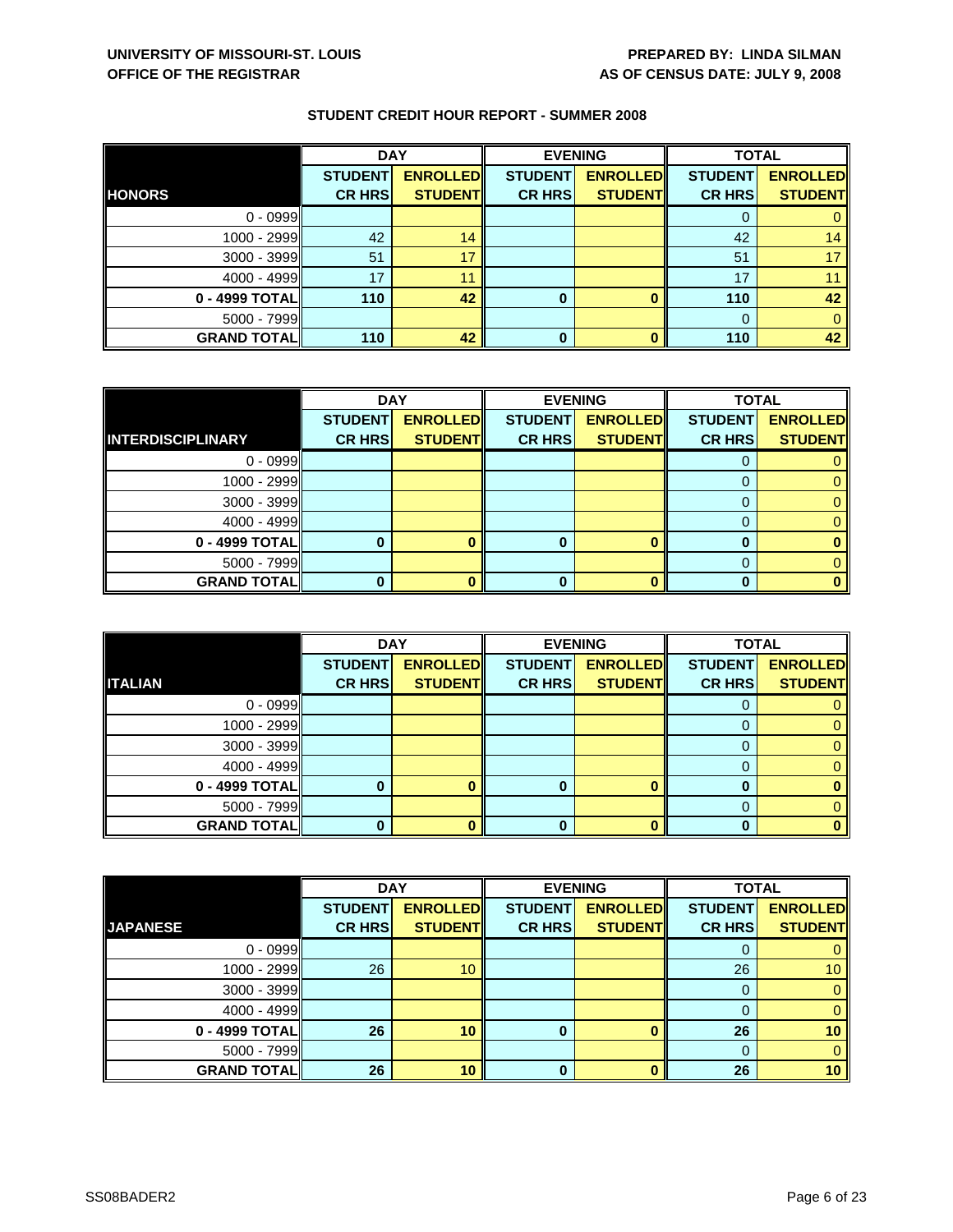**UNIVERSITY OF MISSOURI-ST. LOUIS**
**OFFICE OF THE REGISTRAR**

**PREPARED BY: LINDA SILMAN**
**AS OF CENSUS DATE: JULY 9, 2008**

## STUDENT CREDIT HOUR REPORT - SUMMER 2008

| | DAY | | EVENING | | TOTAL | |
|---|---|---|---|---|---|---|
| **HONORS** | **STUDENT CR HRS** | **ENROLLED STUDENT** | **STUDENT CR HRS** | **ENROLLED STUDENT** | **STUDENT CR HRS** | **ENROLLED STUDENT** |
| 0 - 0999 | | | | | 0 | 0 |
| 1000 - 2999 | 42 | 14 | | | 42 | 14 |
| 3000 - 3999 | 51 | 17 | | | 51 | 17 |
| 4000 - 4999 | 17 | 11 | | | 17 | 11 |
| **0 - 4999 TOTAL** | **110** | **42** | **0** | **0** | **110** | **42** |
| 5000 - 7999 | | | | | 0 | 0 |
| **GRAND TOTAL** | **110** | **42** | **0** | **0** | **110** | **42** |

| | DAY | | EVENING | | TOTAL | |
|---|---|---|---|---|---|---|
| **INTERDISCIPLINARY** | **STUDENT CR HRS** | **ENROLLED STUDENT** | **STUDENT CR HRS** | **ENROLLED STUDENT** | **STUDENT CR HRS** | **ENROLLED STUDENT** |
| 0 - 0999 | | | | | 0 | 0 |
| 1000 - 2999 | | | | | 0 | 0 |
| 3000 - 3999 | | | | | 0 | 0 |
| 4000 - 4999 | | | | | 0 | 0 |
| **0 - 4999 TOTAL** | **0** | **0** | **0** | **0** | **0** | **0** |
| 5000 - 7999 | | | | | 0 | 0 |
| **GRAND TOTAL** | **0** | **0** | **0** | **0** | **0** | **0** |

| | DAY | | EVENING | | TOTAL | |
|---|---|---|---|---|---|---|
| **ITALIAN** | **STUDENT CR HRS** | **ENROLLED STUDENT** | **STUDENT CR HRS** | **ENROLLED STUDENT** | **STUDENT CR HRS** | **ENROLLED STUDENT** |
| 0 - 0999 | | | | | 0 | 0 |
| 1000 - 2999 | | | | | 0 | 0 |
| 3000 - 3999 | | | | | 0 | 0 |
| 4000 - 4999 | | | | | 0 | 0 |
| **0 - 4999 TOTAL** | **0** | **0** | **0** | **0** | **0** | **0** |
| 5000 - 7999 | | | | | 0 | 0 |
| **GRAND TOTAL** | **0** | **0** | **0** | **0** | **0** | **0** |

| | DAY | | EVENING | | TOTAL | |
|---|---|---|---|---|---|---|
| **JAPANESE** | **STUDENT CR HRS** | **ENROLLED STUDENT** | **STUDENT CR HRS** | **ENROLLED STUDENT** | **STUDENT CR HRS** | **ENROLLED STUDENT** |
| 0 - 0999 | | | | | 0 | 0 |
| 1000 - 2999 | 26 | 10 | | | 26 | 10 |
| 3000 - 3999 | | | | | 0 | 0 |
| 4000 - 4999 | | | | | 0 | 0 |
| **0 - 4999 TOTAL** | **26** | **10** | **0** | **0** | **26** | **10** |
| 5000 - 7999 | | | | | 0 | 0 |
| **GRAND TOTAL** | **26** | **10** | **0** | **0** | **26** | **10** |

SS08BADER2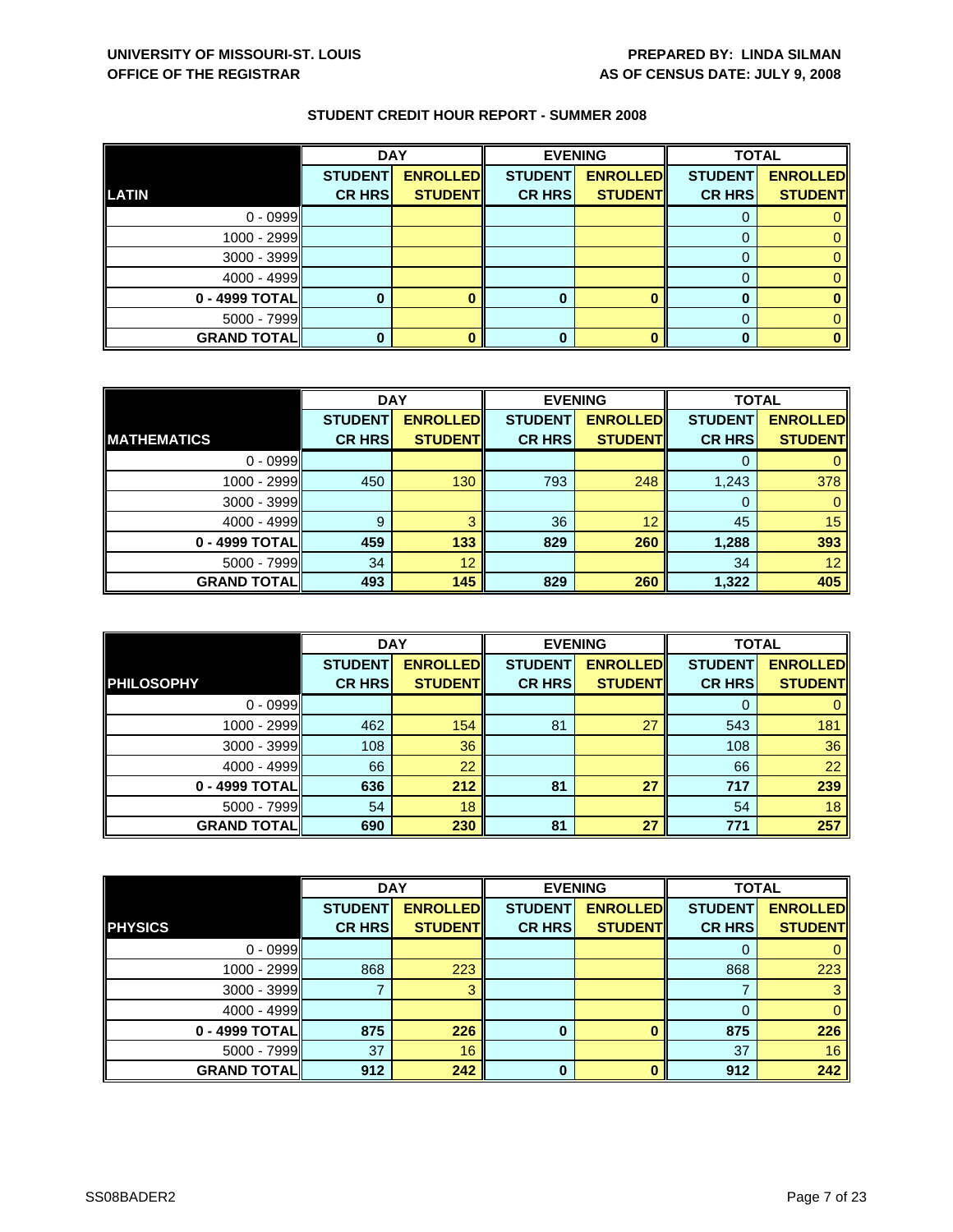**UNIVERSITY OF MISSOURI-ST. LOUIS**
**OFFICE OF THE REGISTRAR**

**PREPARED BY: LINDA SILMAN**
**AS OF CENSUS DATE: JULY 9, 2008**

## STUDENT CREDIT HOUR REPORT - SUMMER 2008

| | DAY | | EVENING | | TOTAL | |
|---|---|---|---|---|---|---|
| **LATIN** | **STUDENT CR HRS** | **ENROLLED STUDENT** | **STUDENT CR HRS** | **ENROLLED STUDENT** | **STUDENT CR HRS** | **ENROLLED STUDENT** |
| 0 - 0999 | | | | | 0 | 0 |
| 1000 - 2999 | | | | | 0 | 0 |
| 3000 - 3999 | | | | | 0 | 0 |
| 4000 - 4999 | | | | | 0 | 0 |
| **0 - 4999 TOTAL** | **0** | **0** | **0** | **0** | **0** | **0** |
| 5000 - 7999 | | | | | 0 | 0 |
| **GRAND TOTAL** | **0** | **0** | **0** | **0** | **0** | **0** |

| | DAY | | EVENING | | TOTAL | |
|---|---|---|---|---|---|---|
| **MATHEMATICS** | **STUDENT CR HRS** | **ENROLLED STUDENT** | **STUDENT CR HRS** | **ENROLLED STUDENT** | **STUDENT CR HRS** | **ENROLLED STUDENT** |
| 0 - 0999 | | | | | 0 | 0 |
| 1000 - 2999 | 450 | 130 | 793 | 248 | 1,243 | 378 |
| 3000 - 3999 | | | | | 0 | 0 |
| 4000 - 4999 | 9 | 3 | 36 | 12 | 45 | 15 |
| **0 - 4999 TOTAL** | **459** | **133** | **829** | **260** | **1,288** | **393** |
| 5000 - 7999 | 34 | 12 | | | 34 | 12 |
| **GRAND TOTAL** | **493** | **145** | **829** | **260** | **1,322** | **405** |

| | DAY | | EVENING | | TOTAL | |
|---|---|---|---|---|---|---|
| **PHILOSOPHY** | **STUDENT CR HRS** | **ENROLLED STUDENT** | **STUDENT CR HRS** | **ENROLLED STUDENT** | **STUDENT CR HRS** | **ENROLLED STUDENT** |
| 0 - 0999 | | | | | 0 | 0 |
| 1000 - 2999 | 462 | 154 | 81 | 27 | 543 | 181 |
| 3000 - 3999 | 108 | 36 | | | 108 | 36 |
| 4000 - 4999 | 66 | 22 | | | 66 | 22 |
| **0 - 4999 TOTAL** | **636** | **212** | **81** | **27** | **717** | **239** |
| 5000 - 7999 | 54 | 18 | | | 54 | 18 |
| **GRAND TOTAL** | **690** | **230** | **81** | **27** | **771** | **257** |

| | DAY | | EVENING | | TOTAL | |
|---|---|---|---|---|---|---|
| **PHYSICS** | **STUDENT CR HRS** | **ENROLLED STUDENT** | **STUDENT CR HRS** | **ENROLLED STUDENT** | **STUDENT CR HRS** | **ENROLLED STUDENT** |
| 0 - 0999 | | | | | 0 | 0 |
| 1000 - 2999 | 868 | 223 | | | 868 | 223 |
| 3000 - 3999 | 7 | 3 | | | 7 | 3 |
| 4000 - 4999 | | | | | 0 | 0 |
| **0 - 4999 TOTAL** | **875** | **226** | **0** | **0** | **875** | **226** |
| 5000 - 7999 | 37 | 16 | | | 37 | 16 |
| **GRAND TOTAL** | **912** | **242** | **0** | **0** | **912** | **242** |

SS08BADER2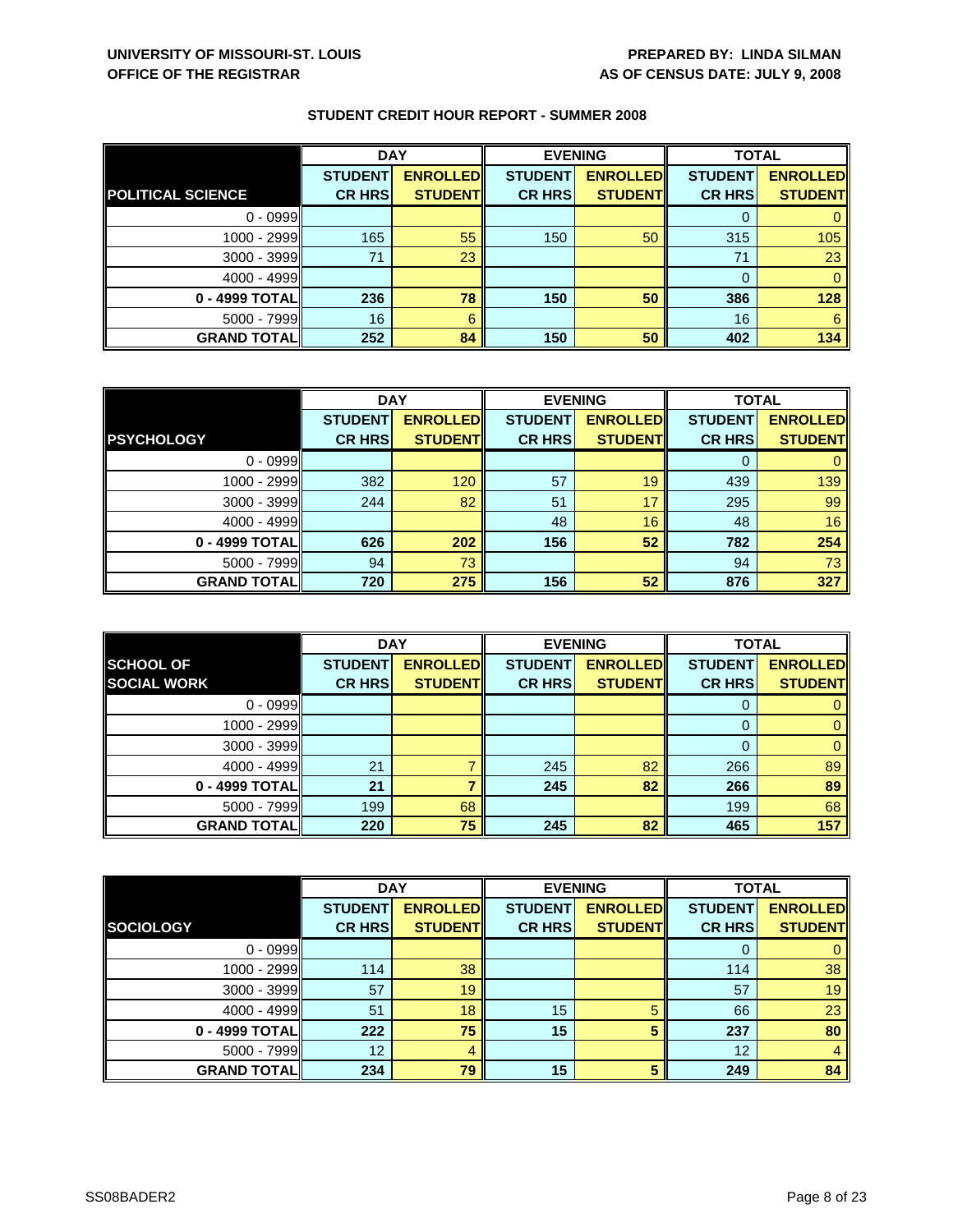UNIVERSITY OF MISSOURI-ST. LOUIS
OFFICE OF THE REGISTRAR

PREPARED BY: LINDA SILMAN
AS OF CENSUS DATE: JULY 9, 2008

## STUDENT CREDIT HOUR REPORT - SUMMER 2008

| | DAY | | EVENING | | TOTAL | |
|---|---|---|---|---|---|---|
| **POLITICAL SCIENCE** | **STUDENT CR HRS** | **ENROLLED STUDENT** | **STUDENT CR HRS** | **ENROLLED STUDENT** | **STUDENT CR HRS** | **ENROLLED STUDENT** |
| 0 - 0999 | | | | | 0 | 0 |
| 1000 - 2999 | 165 | 55 | 150 | 50 | 315 | 105 |
| 3000 - 3999 | 71 | 23 | | | 71 | 23 |
| 4000 - 4999 | | | | | 0 | 0 |
| **0 - 4999 TOTAL** | **236** | **78** | **150** | **50** | **386** | **128** |
| 5000 - 7999 | 16 | 6 | | | 16 | 6 |
| **GRAND TOTAL** | **252** | **84** | **150** | **50** | **402** | **134** |

| | DAY | | EVENING | | TOTAL | |
|---|---|---|---|---|---|---|
| **PSYCHOLOGY** | **STUDENT CR HRS** | **ENROLLED STUDENT** | **STUDENT CR HRS** | **ENROLLED STUDENT** | **STUDENT CR HRS** | **ENROLLED STUDENT** |
| 0 - 0999 | | | | | 0 | 0 |
| 1000 - 2999 | 382 | 120 | 57 | 19 | 439 | 139 |
| 3000 - 3999 | 244 | 82 | 51 | 17 | 295 | 99 |
| 4000 - 4999 | | | 48 | 16 | 48 | 16 |
| **0 - 4999 TOTAL** | **626** | **202** | **156** | **52** | **782** | **254** |
| 5000 - 7999 | 94 | 73 | | | 94 | 73 |
| **GRAND TOTAL** | **720** | **275** | **156** | **52** | **876** | **327** |

| | DAY | | EVENING | | TOTAL | |
|---|---|---|---|---|---|---|
| **SCHOOL OF SOCIAL WORK** | **STUDENT CR HRS** | **ENROLLED STUDENT** | **STUDENT CR HRS** | **ENROLLED STUDENT** | **STUDENT CR HRS** | **ENROLLED STUDENT** |
| 0 - 0999 | | | | | 0 | 0 |
| 1000 - 2999 | | | | | 0 | 0 |
| 3000 - 3999 | | | | | 0 | 0 |
| 4000 - 4999 | 21 | 7 | 245 | 82 | 266 | 89 |
| **0 - 4999 TOTAL** | **21** | **7** | **245** | **82** | **266** | **89** |
| 5000 - 7999 | 199 | 68 | | | 199 | 68 |
| **GRAND TOTAL** | **220** | **75** | **245** | **82** | **465** | **157** |

| | DAY | | EVENING | | TOTAL | |
|---|---|---|---|---|---|---|
| **SOCIOLOGY** | **STUDENT CR HRS** | **ENROLLED STUDENT** | **STUDENT CR HRS** | **ENROLLED STUDENT** | **STUDENT CR HRS** | **ENROLLED STUDENT** |
| 0 - 0999 | | | | | 0 | 0 |
| 1000 - 2999 | 114 | 38 | | | 114 | 38 |
| 3000 - 3999 | 57 | 19 | | | 57 | 19 |
| 4000 - 4999 | 51 | 18 | 15 | 5 | 66 | 23 |
| **0 - 4999 TOTAL** | **222** | **75** | **15** | **5** | **237** | **80** |
| 5000 - 7999 | 12 | 4 | | | 12 | 4 |
| **GRAND TOTAL** | **234** | **79** | **15** | **5** | **249** | **84** |

SS08BADER2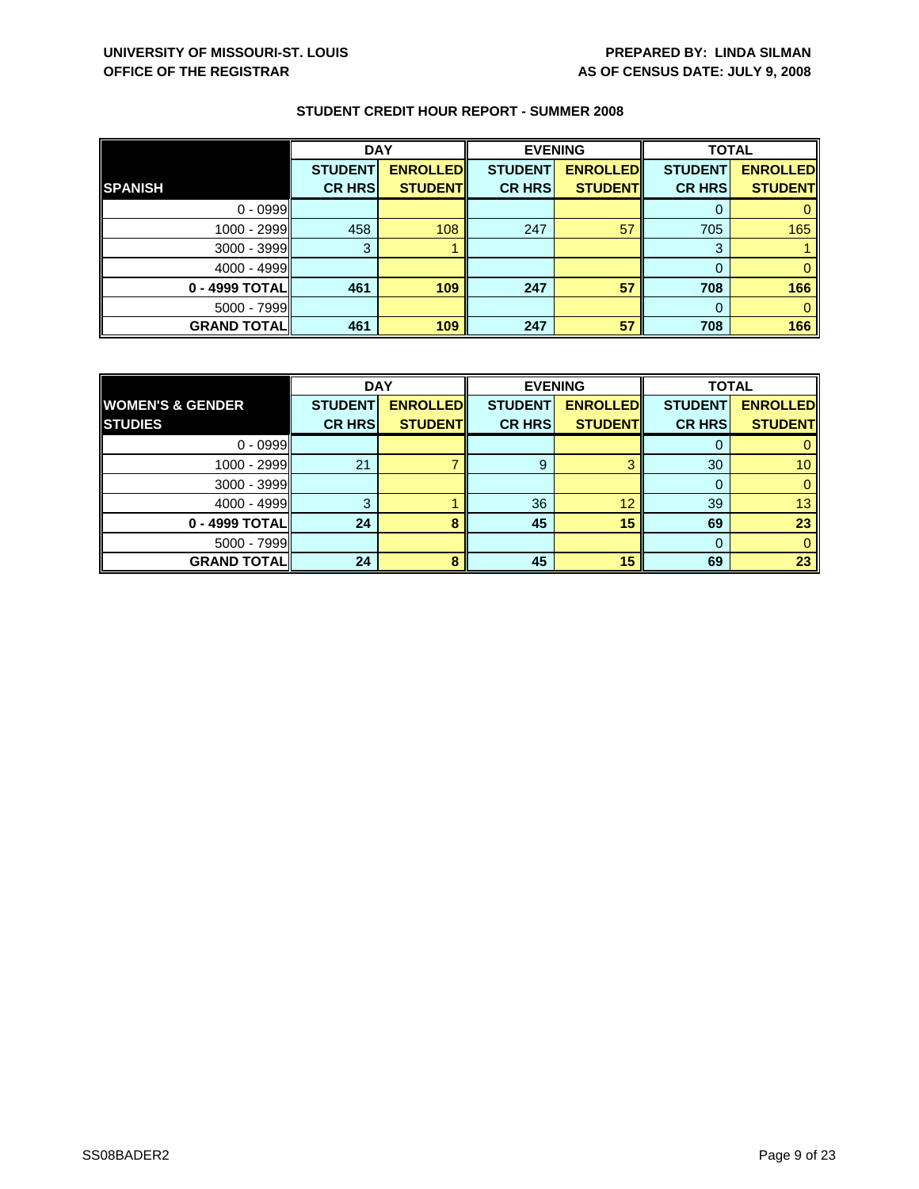**UNIVERSITY OF MISSOURI-ST. LOUIS**
**OFFICE OF THE REGISTRAR**

**PREPARED BY: LINDA SILMAN**
**AS OF CENSUS DATE: JULY 9, 2008**

## STUDENT CREDIT HOUR REPORT - SUMMER 2008

| | DAY | | EVENING | | TOTAL | |
|---|---|---|---|---|---|---|
| **SPANISH** | **STUDENT CR HRS** | **ENROLLED STUDENT** | **STUDENT CR HRS** | **ENROLLED STUDENT** | **STUDENT CR HRS** | **ENROLLED STUDENT** |
| 0 - 0999 | | | | | 0 | 0 |
| 1000 - 2999 | 458 | 108 | 247 | 57 | 705 | 165 |
| 3000 - 3999 | 3 | 1 | | | 3 | 1 |
| 4000 - 4999 | | | | | 0 | 0 |
| **0 - 4999 TOTAL** | **461** | **109** | **247** | **57** | **708** | **166** |
| 5000 - 7999 | | | | | 0 | 0 |
| **GRAND TOTAL** | **461** | **109** | **247** | **57** | **708** | **166** |

| | DAY | | EVENING | | TOTAL | |
|---|---|---|---|---|---|---|
| **WOMEN'S & GENDER STUDIES** | **STUDENT CR HRS** | **ENROLLED STUDENT** | **STUDENT CR HRS** | **ENROLLED STUDENT** | **STUDENT CR HRS** | **ENROLLED STUDENT** |
| 0 - 0999 | | | | | 0 | 0 |
| 1000 - 2999 | 21 | 7 | 9 | 3 | 30 | 10 |
| 3000 - 3999 | | | | | 0 | 0 |
| 4000 - 4999 | 3 | 1 | 36 | 12 | 39 | 13 |
| **0 - 4999 TOTAL** | **24** | **8** | **45** | **15** | **69** | **23** |
| 5000 - 7999 | | | | | 0 | 0 |
| **GRAND TOTAL** | **24** | **8** | **45** | **15** | **69** | **23** |

SS08BADER2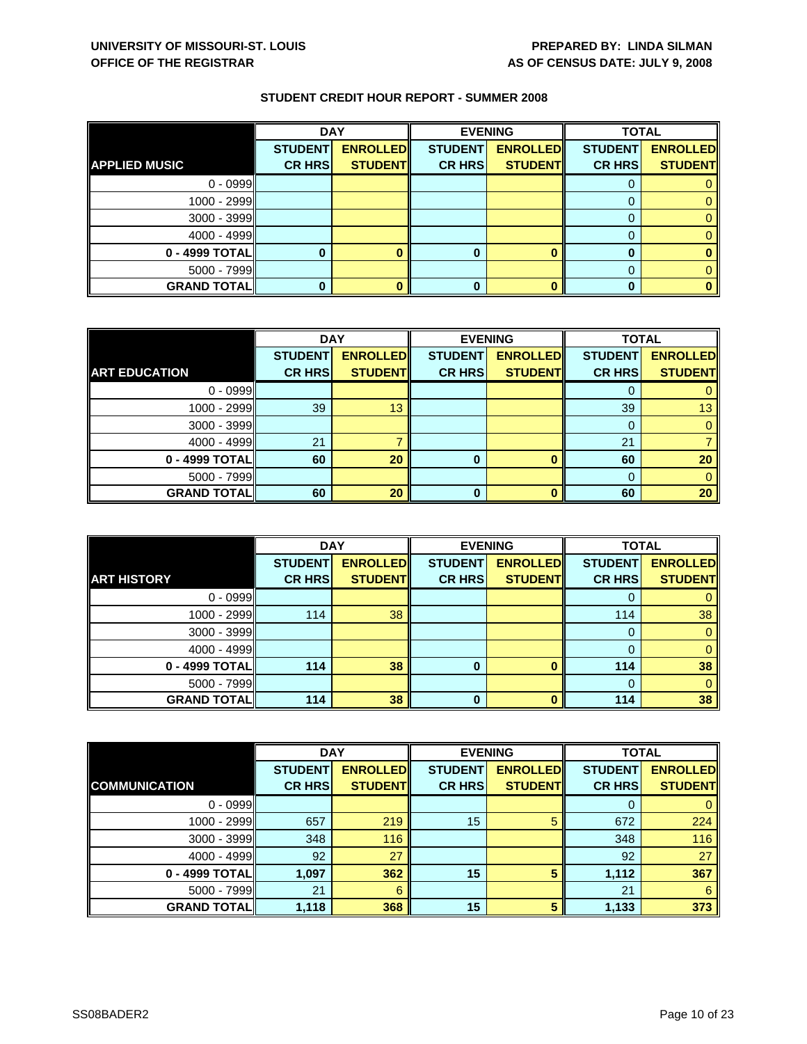**UNIVERSITY OF MISSOURI-ST. LOUIS**
**OFFICE OF THE REGISTRAR**

**PREPARED BY: LINDA SILMAN**
**AS OF CENSUS DATE: JULY 9, 2008**

## STUDENT CREDIT HOUR REPORT - SUMMER 2008

| | DAY | | EVENING | | TOTAL | |
|---|---|---|---|---|---|---|
| **APPLIED MUSIC** | **STUDENT CR HRS** | **ENROLLED STUDENT** | **STUDENT CR HRS** | **ENROLLED STUDENT** | **STUDENT CR HRS** | **ENROLLED STUDENT** |
| 0 - 0999 | | | | | 0 | 0 |
| 1000 - 2999 | | | | | 0 | 0 |
| 3000 - 3999 | | | | | 0 | 0 |
| 4000 - 4999 | | | | | 0 | 0 |
| **0 - 4999 TOTAL** | **0** | **0** | **0** | **0** | **0** | **0** |
| 5000 - 7999 | | | | | 0 | 0 |
| **GRAND TOTAL** | **0** | **0** | **0** | **0** | **0** | **0** |

| | DAY | | EVENING | | TOTAL | |
|---|---|---|---|---|---|---|
| **ART EDUCATION** | **STUDENT CR HRS** | **ENROLLED STUDENT** | **STUDENT CR HRS** | **ENROLLED STUDENT** | **STUDENT CR HRS** | **ENROLLED STUDENT** |
| 0 - 0999 | | | | | 0 | 0 |
| 1000 - 2999 | 39 | 13 | | | 39 | 13 |
| 3000 - 3999 | | | | | 0 | 0 |
| 4000 - 4999 | 21 | 7 | | | 21 | 7 |
| **0 - 4999 TOTAL** | **60** | **20** | **0** | **0** | **60** | **20** |
| 5000 - 7999 | | | | | 0 | 0 |
| **GRAND TOTAL** | **60** | **20** | **0** | **0** | **60** | **20** |

| | DAY | | EVENING | | TOTAL | |
|---|---|---|---|---|---|---|
| **ART HISTORY** | **STUDENT CR HRS** | **ENROLLED STUDENT** | **STUDENT CR HRS** | **ENROLLED STUDENT** | **STUDENT CR HRS** | **ENROLLED STUDENT** |
| 0 - 0999 | | | | | 0 | 0 |
| 1000 - 2999 | 114 | 38 | | | 114 | 38 |
| 3000 - 3999 | | | | | 0 | 0 |
| 4000 - 4999 | | | | | 0 | 0 |
| **0 - 4999 TOTAL** | **114** | **38** | **0** | **0** | **114** | **38** |
| 5000 - 7999 | | | | | 0 | 0 |
| **GRAND TOTAL** | **114** | **38** | **0** | **0** | **114** | **38** |

| | DAY | | EVENING | | TOTAL | |
|---|---|---|---|---|---|---|
| **COMMUNICATION** | **STUDENT CR HRS** | **ENROLLED STUDENT** | **STUDENT CR HRS** | **ENROLLED STUDENT** | **STUDENT CR HRS** | **ENROLLED STUDENT** |
| 0 - 0999 | | | | | 0 | 0 |
| 1000 - 2999 | 657 | 219 | 15 | 5 | 672 | 224 |
| 3000 - 3999 | 348 | 116 | | | 348 | 116 |
| 4000 - 4999 | 92 | 27 | | | 92 | 27 |
| **0 - 4999 TOTAL** | **1,097** | **362** | **15** | **5** | **1,112** | **367** |
| 5000 - 7999 | 21 | 6 | | | 21 | 6 |
| **GRAND TOTAL** | **1,118** | **368** | **15** | **5** | **1,133** | **373** |

SS08BADER2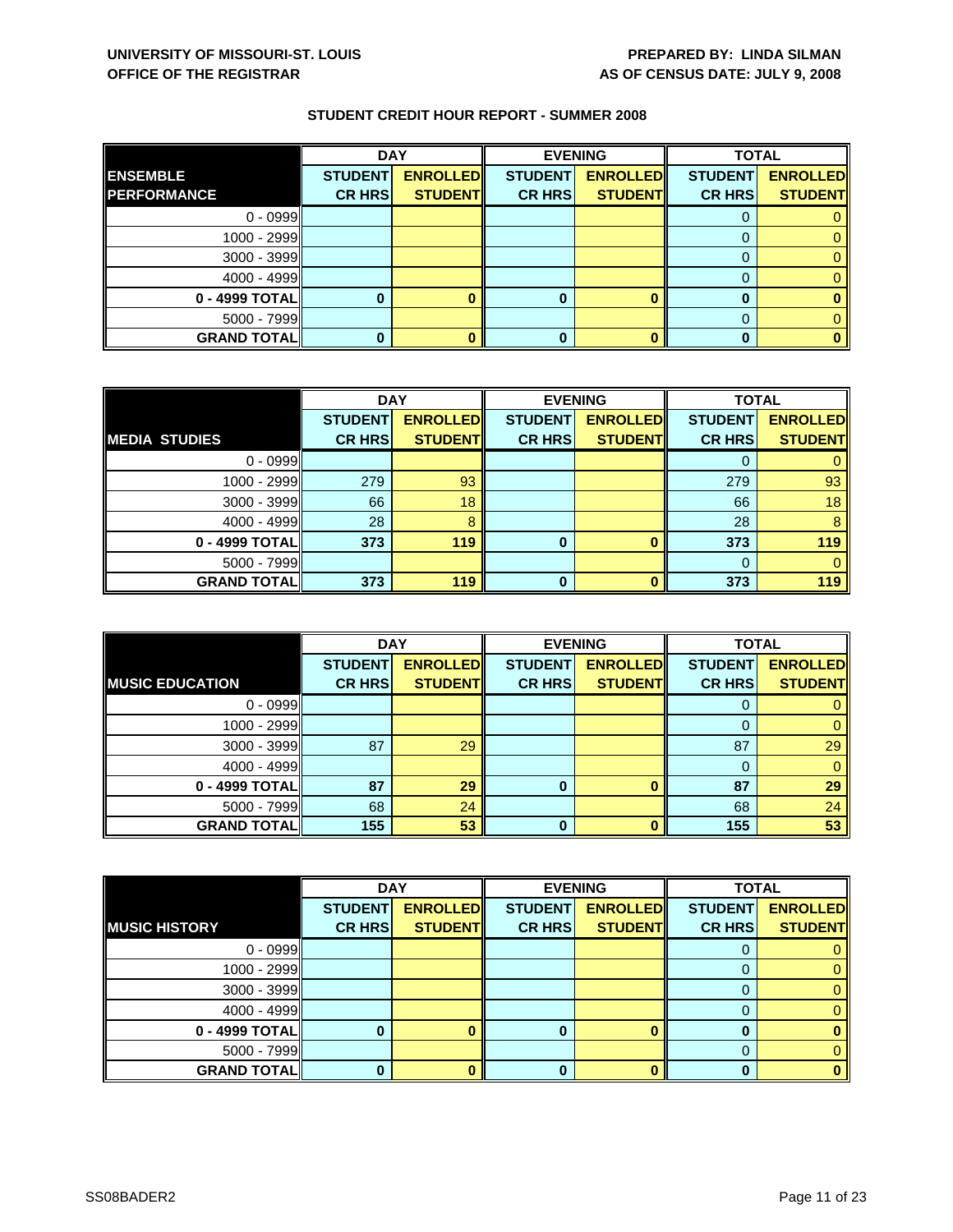**UNIVERSITY OF MISSOURI-ST. LOUIS**
**OFFICE OF THE REGISTRAR**

**PREPARED BY: LINDA SILMAN**
**AS OF CENSUS DATE: JULY 9, 2008**

## STUDENT CREDIT HOUR REPORT - SUMMER 2008

| ENSEMBLE PERFORMANCE | DAY | | EVENING | | TOTAL | |
|---|---|---|---|---|---|---|
| | STUDENT CR HRS | ENROLLED STUDENT | STUDENT CR HRS | ENROLLED STUDENT | STUDENT CR HRS | ENROLLED STUDENT |
| 0 - 0999 | | | | | 0 | 0 |
| 1000 - 2999 | | | | | 0 | 0 |
| 3000 - 3999 | | | | | 0 | 0 |
| 4000 - 4999 | | | | | 0 | 0 |
| **0 - 4999 TOTAL** | **0** | **0** | **0** | **0** | **0** | **0** |
| 5000 - 7999 | | | | | 0 | 0 |
| **GRAND TOTAL** | **0** | **0** | **0** | **0** | **0** | **0** |

| MEDIA STUDIES | DAY | | EVENING | | TOTAL | |
|---|---|---|---|---|---|---|
| | STUDENT CR HRS | ENROLLED STUDENT | STUDENT CR HRS | ENROLLED STUDENT | STUDENT CR HRS | ENROLLED STUDENT |
| 0 - 0999 | | | | | 0 | 0 |
| 1000 - 2999 | 279 | 93 | | | 279 | 93 |
| 3000 - 3999 | 66 | 18 | | | 66 | 18 |
| 4000 - 4999 | 28 | 8 | | | 28 | 8 |
| **0 - 4999 TOTAL** | **373** | **119** | **0** | **0** | **373** | **119** |
| 5000 - 7999 | | | | | 0 | 0 |
| **GRAND TOTAL** | **373** | **119** | **0** | **0** | **373** | **119** |

| MUSIC EDUCATION | DAY | | EVENING | | TOTAL | |
|---|---|---|---|---|---|---|
| | STUDENT CR HRS | ENROLLED STUDENT | STUDENT CR HRS | ENROLLED STUDENT | STUDENT CR HRS | ENROLLED STUDENT |
| 0 - 0999 | | | | | 0 | 0 |
| 1000 - 2999 | | | | | 0 | 0 |
| 3000 - 3999 | 87 | 29 | | | 87 | 29 |
| 4000 - 4999 | | | | | 0 | 0 |
| **0 - 4999 TOTAL** | **87** | **29** | **0** | **0** | **87** | **29** |
| 5000 - 7999 | 68 | 24 | | | 68 | 24 |
| **GRAND TOTAL** | **155** | **53** | **0** | **0** | **155** | **53** |

| MUSIC HISTORY | DAY | | EVENING | | TOTAL | |
|---|---|---|---|---|---|---|
| | STUDENT CR HRS | ENROLLED STUDENT | STUDENT CR HRS | ENROLLED STUDENT | STUDENT CR HRS | ENROLLED STUDENT |
| 0 - 0999 | | | | | 0 | 0 |
| 1000 - 2999 | | | | | 0 | 0 |
| 3000 - 3999 | | | | | 0 | 0 |
| 4000 - 4999 | | | | | 0 | 0 |
| **0 - 4999 TOTAL** | **0** | **0** | **0** | **0** | **0** | **0** |
| 5000 - 7999 | | | | | 0 | 0 |
| **GRAND TOTAL** | **0** | **0** | **0** | **0** | **0** | **0** |

SS08BADER2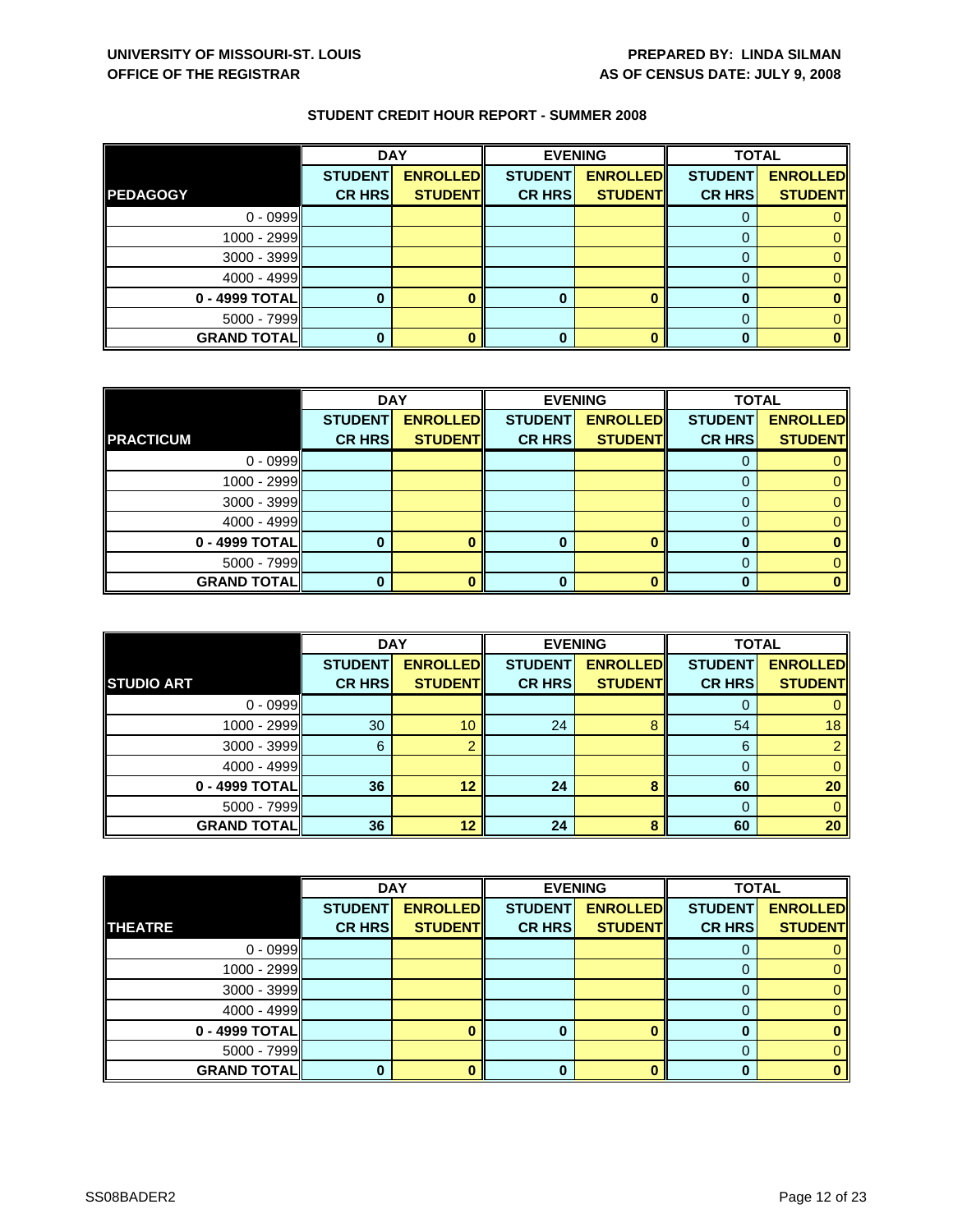**UNIVERSITY OF MISSOURI-ST. LOUIS**
**OFFICE OF THE REGISTRAR**

**PREPARED BY: LINDA SILMAN**
**AS OF CENSUS DATE: JULY 9, 2008**

## STUDENT CREDIT HOUR REPORT - SUMMER 2008

| | DAY | | EVENING | | TOTAL | |
|---|---|---|---|---|---|---|
| **PEDAGOGY** | **STUDENT CR HRS** | **ENROLLED STUDENT** | **STUDENT CR HRS** | **ENROLLED STUDENT** | **STUDENT CR HRS** | **ENROLLED STUDENT** |
| 0 - 0999 | | | | | 0 | 0 |
| 1000 - 2999 | | | | | 0 | 0 |
| 3000 - 3999 | | | | | 0 | 0 |
| 4000 - 4999 | | | | | 0 | 0 |
| **0 - 4999 TOTAL** | **0** | **0** | **0** | **0** | **0** | **0** |
| 5000 - 7999 | | | | | 0 | 0 |
| **GRAND TOTAL** | **0** | **0** | **0** | **0** | **0** | **0** |

| | DAY | | EVENING | | TOTAL | |
|---|---|---|---|---|---|---|
| **PRACTICUM** | **STUDENT CR HRS** | **ENROLLED STUDENT** | **STUDENT CR HRS** | **ENROLLED STUDENT** | **STUDENT CR HRS** | **ENROLLED STUDENT** |
| 0 - 0999 | | | | | 0 | 0 |
| 1000 - 2999 | | | | | 0 | 0 |
| 3000 - 3999 | | | | | 0 | 0 |
| 4000 - 4999 | | | | | 0 | 0 |
| **0 - 4999 TOTAL** | **0** | **0** | **0** | **0** | **0** | **0** |
| 5000 - 7999 | | | | | 0 | 0 |
| **GRAND TOTAL** | **0** | **0** | **0** | **0** | **0** | **0** |

| | DAY | | EVENING | | TOTAL | |
|---|---|---|---|---|---|---|
| **STUDIO ART** | **STUDENT CR HRS** | **ENROLLED STUDENT** | **STUDENT CR HRS** | **ENROLLED STUDENT** | **STUDENT CR HRS** | **ENROLLED STUDENT** |
| 0 - 0999 | | | | | 0 | 0 |
| 1000 - 2999 | 30 | 10 | 24 | 8 | 54 | 18 |
| 3000 - 3999 | 6 | 2 | | | 6 | 2 |
| 4000 - 4999 | | | | | 0 | 0 |
| **0 - 4999 TOTAL** | **36** | **12** | **24** | **8** | **60** | **20** |
| 5000 - 7999 | | | | | 0 | 0 |
| **GRAND TOTAL** | **36** | **12** | **24** | **8** | **60** | **20** |

| | DAY | | EVENING | | TOTAL | |
|---|---|---|---|---|---|---|
| **THEATRE** | **STUDENT CR HRS** | **ENROLLED STUDENT** | **STUDENT CR HRS** | **ENROLLED STUDENT** | **STUDENT CR HRS** | **ENROLLED STUDENT** |
| 0 - 0999 | | | | | 0 | 0 |
| 1000 - 2999 | | | | | 0 | 0 |
| 3000 - 3999 | | | | | 0 | 0 |
| 4000 - 4999 | | | | | 0 | 0 |
| **0 - 4999 TOTAL** | | **0** | **0** | **0** | **0** | **0** |
| 5000 - 7999 | | | | | 0 | 0 |
| **GRAND TOTAL** | **0** | **0** | **0** | **0** | **0** | **0** |

SS08BADER2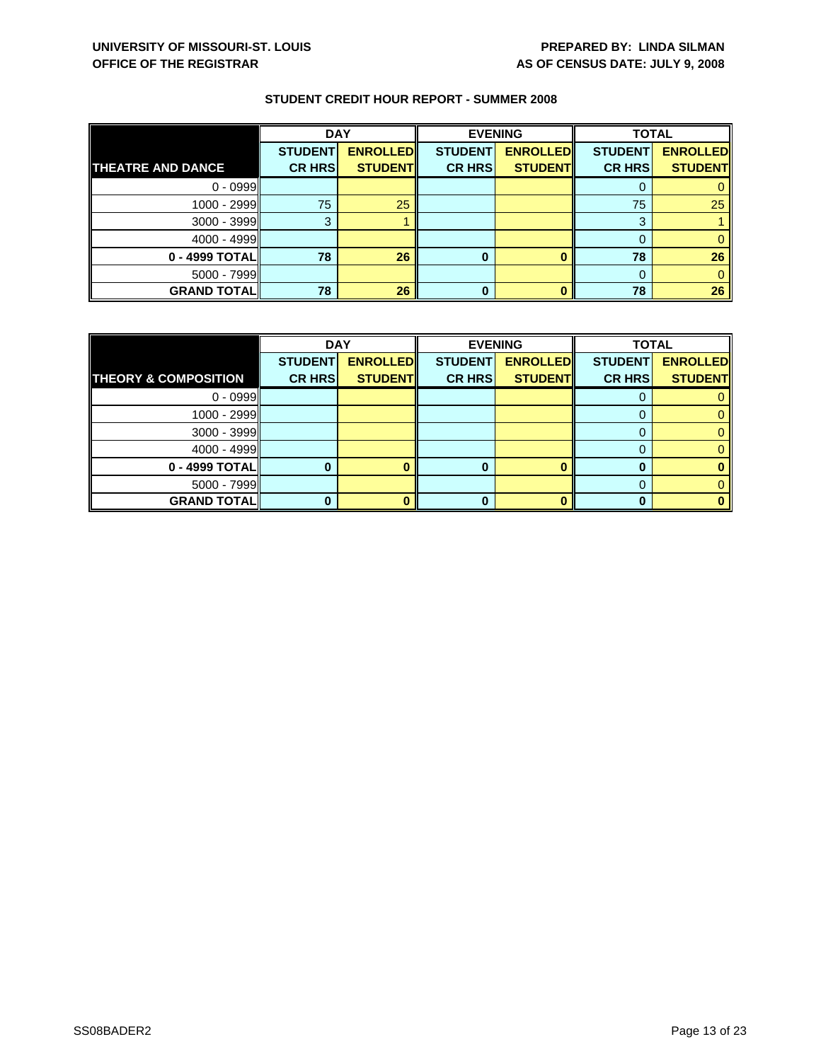UNIVERSITY OF MISSOURI-ST. LOUIS
OFFICE OF THE REGISTRAR

PREPARED BY: LINDA SILMAN
AS OF CENSUS DATE: JULY 9, 2008

## STUDENT CREDIT HOUR REPORT - SUMMER 2008

| | DAY | | EVENING | | TOTAL | |
|---|---|---|---|---|---|---|
| **THEATRE AND DANCE** | **STUDENT CR HRS** | **ENROLLED STUDENT** | **STUDENT CR HRS** | **ENROLLED STUDENT** | **STUDENT CR HRS** | **ENROLLED STUDENT** |
| 0 - 0999 | | | | | 0 | 0 |
| 1000 - 2999 | 75 | 25 | | | 75 | 25 |
| 3000 - 3999 | 3 | 1 | | | 3 | 1 |
| 4000 - 4999 | | | | | 0 | 0 |
| **0 - 4999 TOTAL** | **78** | **26** | **0** | **0** | **78** | **26** |
| 5000 - 7999 | | | | | 0 | 0 |
| **GRAND TOTAL** | **78** | **26** | **0** | **0** | **78** | **26** |

| | DAY | | EVENING | | TOTAL | |
|---|---|---|---|---|---|---|
| **THEORY & COMPOSITION** | **STUDENT CR HRS** | **ENROLLED STUDENT** | **STUDENT CR HRS** | **ENROLLED STUDENT** | **STUDENT CR HRS** | **ENROLLED STUDENT** |
| 0 - 0999 | | | | | 0 | 0 |
| 1000 - 2999 | | | | | 0 | 0 |
| 3000 - 3999 | | | | | 0 | 0 |
| 4000 - 4999 | | | | | 0 | 0 |
| **0 - 4999 TOTAL** | **0** | **0** | **0** | **0** | **0** | **0** |
| 5000 - 7999 | | | | | 0 | 0 |
| **GRAND TOTAL** | **0** | **0** | **0** | **0** | **0** | **0** |

SS08BADER2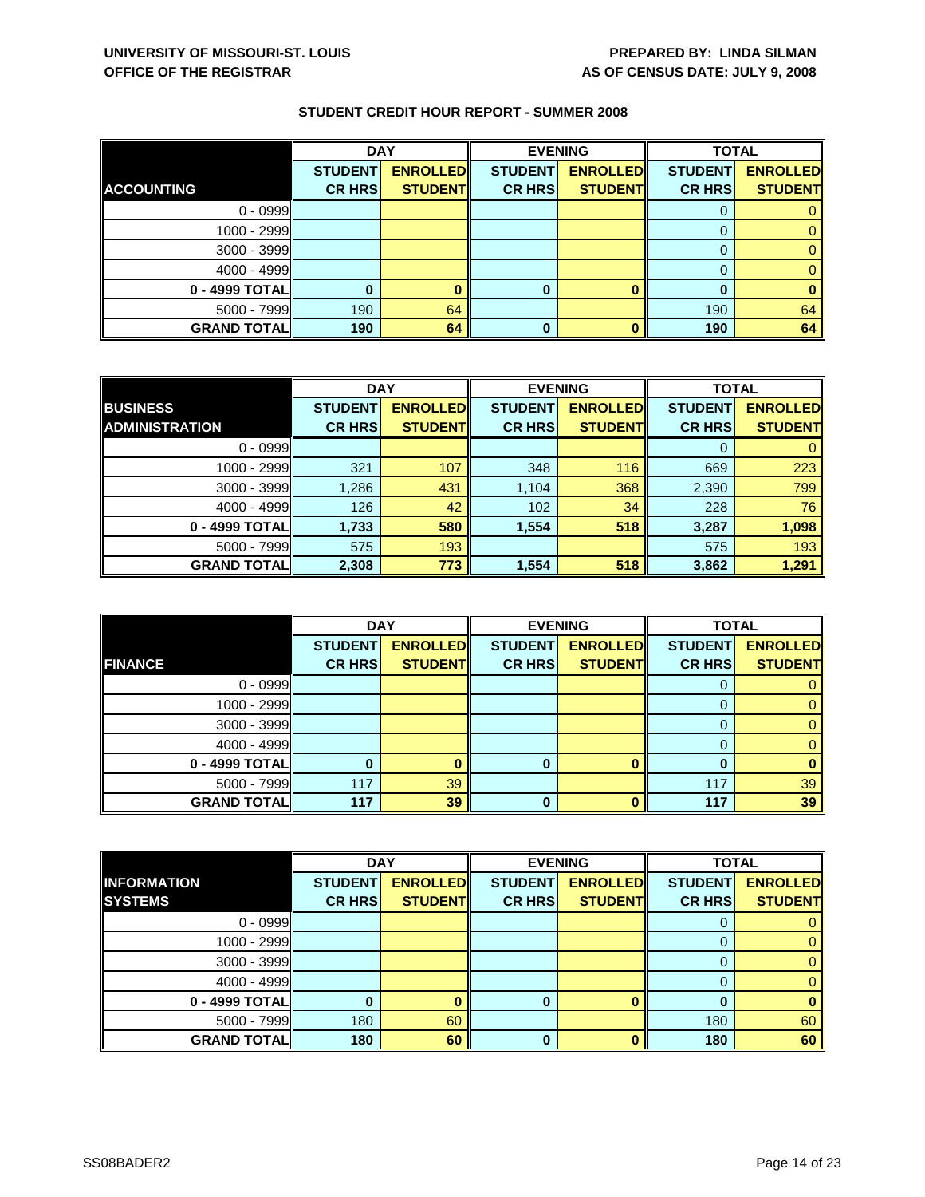**UNIVERSITY OF MISSOURI-ST. LOUIS**
**OFFICE OF THE REGISTRAR**

**PREPARED BY: LINDA SILMAN**
**AS OF CENSUS DATE: JULY 9, 2008**

## STUDENT CREDIT HOUR REPORT - SUMMER 2008

| ACCOUNTING | DAY | | EVENING | | TOTAL | |
|---|---|---|---|---|---|---|
| | STUDENT CR HRS | ENROLLED STUDENT | STUDENT CR HRS | ENROLLED STUDENT | STUDENT CR HRS | ENROLLED STUDENT |
| 0 - 0999 | | | | | 0 | 0 |
| 1000 - 2999 | | | | | 0 | 0 |
| 3000 - 3999 | | | | | 0 | 0 |
| 4000 - 4999 | | | | | 0 | 0 |
| **0 - 4999 TOTAL** | **0** | **0** | **0** | **0** | **0** | **0** |
| 5000 - 7999 | 190 | 64 | | | 190 | 64 |
| **GRAND TOTAL** | **190** | **64** | **0** | **0** | **190** | **64** |

| BUSINESS ADMINISTRATION | DAY | | EVENING | | TOTAL | |
|---|---|---|---|---|---|---|
| | STUDENT CR HRS | ENROLLED STUDENT | STUDENT CR HRS | ENROLLED STUDENT | STUDENT CR HRS | ENROLLED STUDENT |
| 0 - 0999 | | | | | 0 | 0 |
| 1000 - 2999 | 321 | 107 | 348 | 116 | 669 | 223 |
| 3000 - 3999 | 1,286 | 431 | 1,104 | 368 | 2,390 | 799 |
| 4000 - 4999 | 126 | 42 | 102 | 34 | 228 | 76 |
| **0 - 4999 TOTAL** | **1,733** | **580** | **1,554** | **518** | **3,287** | **1,098** |
| 5000 - 7999 | 575 | 193 | | | 575 | 193 |
| **GRAND TOTAL** | **2,308** | **773** | **1,554** | **518** | **3,862** | **1,291** |

| FINANCE | DAY | | EVENING | | TOTAL | |
|---|---|---|---|---|---|---|
| | STUDENT CR HRS | ENROLLED STUDENT | STUDENT CR HRS | ENROLLED STUDENT | STUDENT CR HRS | ENROLLED STUDENT |
| 0 - 0999 | | | | | 0 | 0 |
| 1000 - 2999 | | | | | 0 | 0 |
| 3000 - 3999 | | | | | 0 | 0 |
| 4000 - 4999 | | | | | 0 | 0 |
| **0 - 4999 TOTAL** | **0** | **0** | **0** | **0** | **0** | **0** |
| 5000 - 7999 | 117 | 39 | | | 117 | 39 |
| **GRAND TOTAL** | **117** | **39** | **0** | **0** | **117** | **39** |

| INFORMATION SYSTEMS | DAY | | EVENING | | TOTAL | |
|---|---|---|---|---|---|---|
| | STUDENT CR HRS | ENROLLED STUDENT | STUDENT CR HRS | ENROLLED STUDENT | STUDENT CR HRS | ENROLLED STUDENT |
| 0 - 0999 | | | | | 0 | 0 |
| 1000 - 2999 | | | | | 0 | 0 |
| 3000 - 3999 | | | | | 0 | 0 |
| 4000 - 4999 | | | | | 0 | 0 |
| **0 - 4999 TOTAL** | **0** | **0** | **0** | **0** | **0** | **0** |
| 5000 - 7999 | 180 | 60 | | | 180 | 60 |
| **GRAND TOTAL** | **180** | **60** | **0** | **0** | **180** | **60** |

SS08BADER2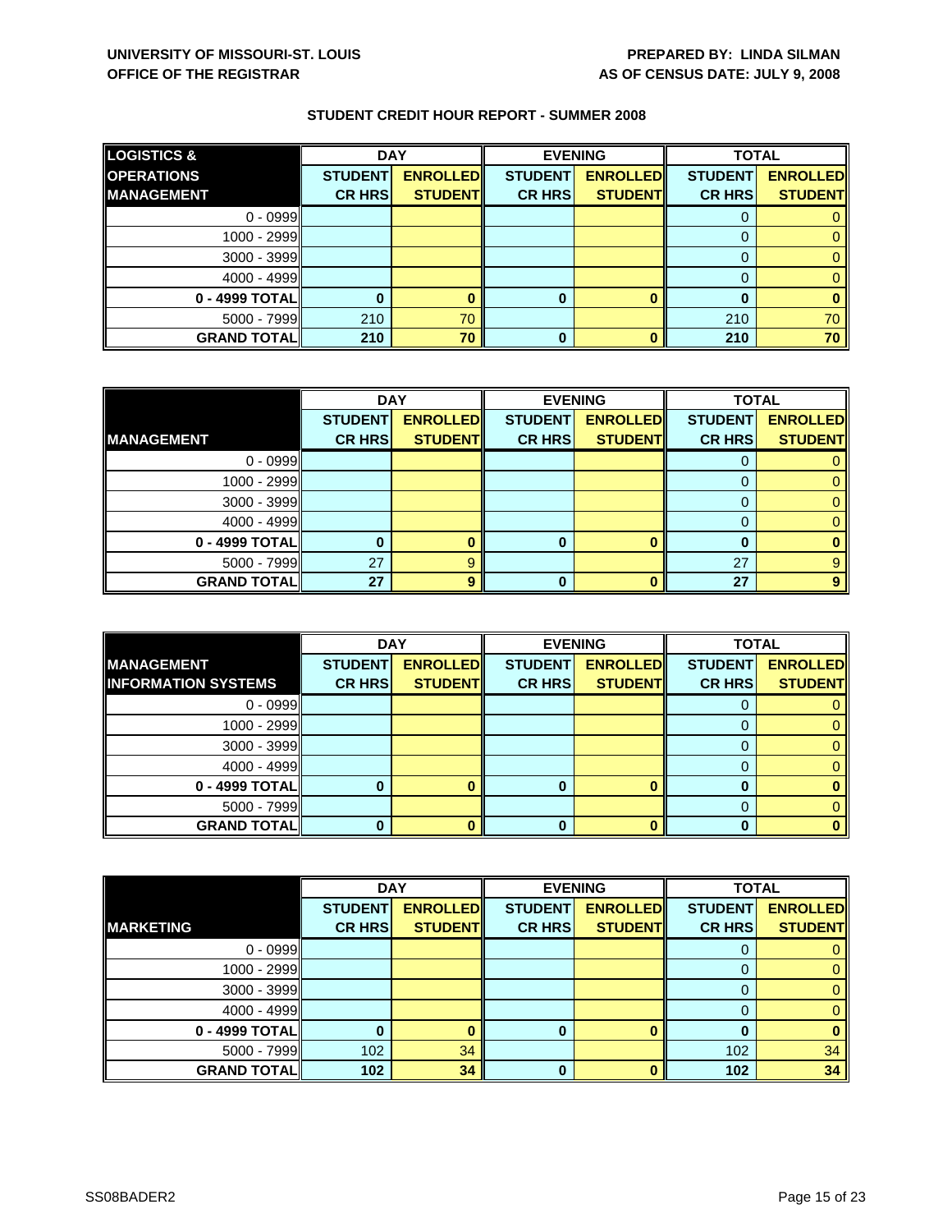UNIVERSITY OF MISSOURI-ST. LOUIS
OFFICE OF THE REGISTRAR

PREPARED BY: LINDA SILMAN
AS OF CENSUS DATE: JULY 9, 2008

## STUDENT CREDIT HOUR REPORT - SUMMER 2008

| LOGISTICS & OPERATIONS MANAGEMENT | DAY | | EVENING | | TOTAL | |
|---|---|---|---|---|---|---|
| | STUDENT CR HRS | ENROLLED STUDENT | STUDENT CR HRS | ENROLLED STUDENT | STUDENT CR HRS | ENROLLED STUDENT |
| 0 - 0999 | | | | | 0 | 0 |
| 1000 - 2999 | | | | | 0 | 0 |
| 3000 - 3999 | | | | | 0 | 0 |
| 4000 - 4999 | | | | | 0 | 0 |
| **0 - 4999 TOTAL** | **0** | **0** | **0** | **0** | **0** | **0** |
| 5000 - 7999 | 210 | 70 | | | 210 | 70 |
| **GRAND TOTAL** | **210** | **70** | **0** | **0** | **210** | **70** |

| MANAGEMENT | DAY | | EVENING | | TOTAL | |
|---|---|---|---|---|---|---|
| | STUDENT CR HRS | ENROLLED STUDENT | STUDENT CR HRS | ENROLLED STUDENT | STUDENT CR HRS | ENROLLED STUDENT |
| 0 - 0999 | | | | | 0 | 0 |
| 1000 - 2999 | | | | | 0 | 0 |
| 3000 - 3999 | | | | | 0 | 0 |
| 4000 - 4999 | | | | | 0 | 0 |
| **0 - 4999 TOTAL** | **0** | **0** | **0** | **0** | **0** | **0** |
| 5000 - 7999 | 27 | 9 | | | 27 | 9 |
| **GRAND TOTAL** | **27** | **9** | **0** | **0** | **27** | **9** |

| MANAGEMENT INFORMATION SYSTEMS | DAY | | EVENING | | TOTAL | |
|---|---|---|---|---|---|---|
| | STUDENT CR HRS | ENROLLED STUDENT | STUDENT CR HRS | ENROLLED STUDENT | STUDENT CR HRS | ENROLLED STUDENT |
| 0 - 0999 | | | | | 0 | 0 |
| 1000 - 2999 | | | | | 0 | 0 |
| 3000 - 3999 | | | | | 0 | 0 |
| 4000 - 4999 | | | | | 0 | 0 |
| **0 - 4999 TOTAL** | **0** | **0** | **0** | **0** | **0** | **0** |
| 5000 - 7999 | | | | | 0 | 0 |
| **GRAND TOTAL** | **0** | **0** | **0** | **0** | **0** | **0** |

| MARKETING | DAY | | EVENING | | TOTAL | |
|---|---|---|---|---|---|---|
| | STUDENT CR HRS | ENROLLED STUDENT | STUDENT CR HRS | ENROLLED STUDENT | STUDENT CR HRS | ENROLLED STUDENT |
| 0 - 0999 | | | | | 0 | 0 |
| 1000 - 2999 | | | | | 0 | 0 |
| 3000 - 3999 | | | | | 0 | 0 |
| 4000 - 4999 | | | | | 0 | 0 |
| **0 - 4999 TOTAL** | **0** | **0** | **0** | **0** | **0** | **0** |
| 5000 - 7999 | 102 | 34 | | | 102 | 34 |
| **GRAND TOTAL** | **102** | **34** | **0** | **0** | **102** | **34** |

SS08BADER2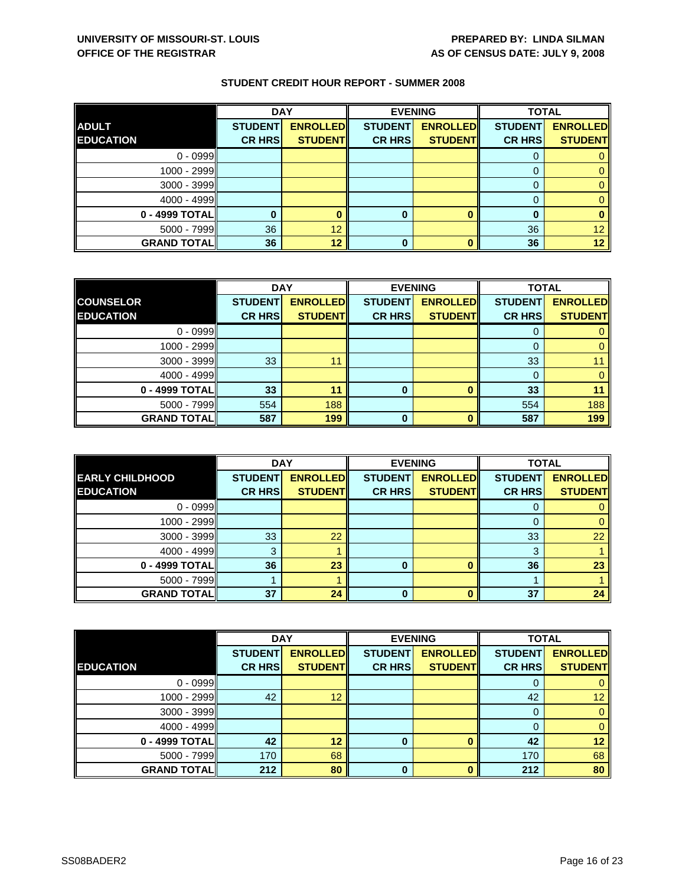UNIVERSITY OF MISSOURI-ST. LOUIS
OFFICE OF THE REGISTRAR

PREPARED BY: LINDA SILMAN
AS OF CENSUS DATE: JULY 9, 2008

## STUDENT CREDIT HOUR REPORT - SUMMER 2008

| ADULT EDUCATION | DAY | | EVENING | | TOTAL | |
|---|---|---|---|---|---|---|
| | STUDENT CR HRS | ENROLLED STUDENT | STUDENT CR HRS | ENROLLED STUDENT | STUDENT CR HRS | ENROLLED STUDENT |
| 0 - 0999 | | | | | 0 | 0 |
| 1000 - 2999 | | | | | 0 | 0 |
| 3000 - 3999 | | | | | 0 | 0 |
| 4000 - 4999 | | | | | 0 | 0 |
| **0 - 4999 TOTAL** | **0** | **0** | **0** | **0** | **0** | **0** |
| 5000 - 7999 | 36 | 12 | | | 36 | 12 |
| **GRAND TOTAL** | **36** | **12** | **0** | **0** | **36** | **12** |

| COUNSELOR EDUCATION | DAY | | EVENING | | TOTAL | |
|---|---|---|---|---|---|---|
| | STUDENT CR HRS | ENROLLED STUDENT | STUDENT CR HRS | ENROLLED STUDENT | STUDENT CR HRS | ENROLLED STUDENT |
| 0 - 0999 | | | | | 0 | 0 |
| 1000 - 2999 | | | | | 0 | 0 |
| 3000 - 3999 | 33 | 11 | | | 33 | 11 |
| 4000 - 4999 | | | | | 0 | 0 |
| **0 - 4999 TOTAL** | **33** | **11** | **0** | **0** | **33** | **11** |
| 5000 - 7999 | 554 | 188 | | | 554 | 188 |
| **GRAND TOTAL** | **587** | **199** | **0** | **0** | **587** | **199** |

| EARLY CHILDHOOD EDUCATION | DAY | | EVENING | | TOTAL | |
|---|---|---|---|---|---|---|
| | STUDENT CR HRS | ENROLLED STUDENT | STUDENT CR HRS | ENROLLED STUDENT | STUDENT CR HRS | ENROLLED STUDENT |
| 0 - 0999 | | | | | 0 | 0 |
| 1000 - 2999 | | | | | 0 | 0 |
| 3000 - 3999 | 33 | 22 | | | 33 | 22 |
| 4000 - 4999 | 3 | 1 | | | 3 | 1 |
| **0 - 4999 TOTAL** | **36** | **23** | **0** | **0** | **36** | **23** |
| 5000 - 7999 | 1 | 1 | | | 1 | 1 |
| **GRAND TOTAL** | **37** | **24** | **0** | **0** | **37** | **24** |

| EDUCATION | DAY | | EVENING | | TOTAL | |
|---|---|---|---|---|---|---|
| | STUDENT CR HRS | ENROLLED STUDENT | STUDENT CR HRS | ENROLLED STUDENT | STUDENT CR HRS | ENROLLED STUDENT |
| 0 - 0999 | | | | | 0 | 0 |
| 1000 - 2999 | 42 | 12 | | | 42 | 12 |
| 3000 - 3999 | | | | | 0 | 0 |
| 4000 - 4999 | | | | | 0 | 0 |
| **0 - 4999 TOTAL** | **42** | **12** | **0** | **0** | **42** | **12** |
| 5000 - 7999 | 170 | 68 | | | 170 | 68 |
| **GRAND TOTAL** | **212** | **80** | **0** | **0** | **212** | **80** |

SS08BADER2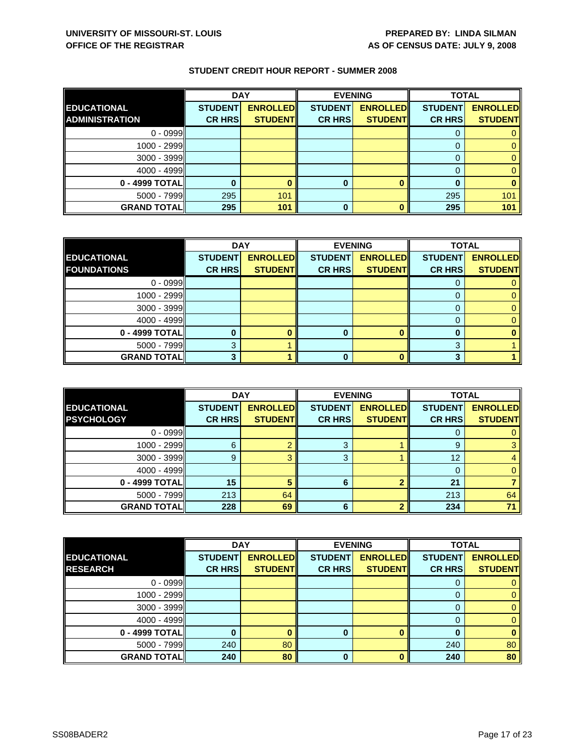UNIVERSITY OF MISSOURI-ST. LOUIS
OFFICE OF THE REGISTRAR

PREPARED BY: LINDA SILMAN
AS OF CENSUS DATE: JULY 9, 2008

## STUDENT CREDIT HOUR REPORT - SUMMER 2008

| | DAY | | EVENING | | TOTAL | |
|---|---|---|---|---|---|---|
| **EDUCATIONAL ADMINISTRATION** | **STUDENT CR HRS** | **ENROLLED STUDENT** | **STUDENT CR HRS** | **ENROLLED STUDENT** | **STUDENT CR HRS** | **ENROLLED STUDENT** |
| 0 - 0999 | | | | | 0 | 0 |
| 1000 - 2999 | | | | | 0 | 0 |
| 3000 - 3999 | | | | | 0 | 0 |
| 4000 - 4999 | | | | | 0 | 0 |
| **0 - 4999 TOTAL** | **0** | **0** | **0** | **0** | **0** | **0** |
| 5000 - 7999 | 295 | 101 | | | 295 | 101 |
| **GRAND TOTAL** | **295** | **101** | **0** | **0** | **295** | **101** |

| | DAY | | EVENING | | TOTAL | |
|---|---|---|---|---|---|---|
| **EDUCATIONAL FOUNDATIONS** | **STUDENT CR HRS** | **ENROLLED STUDENT** | **STUDENT CR HRS** | **ENROLLED STUDENT** | **STUDENT CR HRS** | **ENROLLED STUDENT** |
| 0 - 0999 | | | | | 0 | 0 |
| 1000 - 2999 | | | | | 0 | 0 |
| 3000 - 3999 | | | | | 0 | 0 |
| 4000 - 4999 | | | | | 0 | 0 |
| **0 - 4999 TOTAL** | **0** | **0** | **0** | **0** | **0** | **0** |
| 5000 - 7999 | 3 | 1 | | | 3 | 1 |
| **GRAND TOTAL** | **3** | **1** | **0** | **0** | **3** | **1** |

| | DAY | | EVENING | | TOTAL | |
|---|---|---|---|---|---|---|
| **EDUCATIONAL PSYCHOLOGY** | **STUDENT CR HRS** | **ENROLLED STUDENT** | **STUDENT CR HRS** | **ENROLLED STUDENT** | **STUDENT CR HRS** | **ENROLLED STUDENT** |
| 0 - 0999 | | | | | 0 | 0 |
| 1000 - 2999 | 6 | 2 | 3 | 1 | 9 | 3 |
| 3000 - 3999 | 9 | 3 | 3 | 1 | 12 | 4 |
| 4000 - 4999 | | | | | 0 | 0 |
| **0 - 4999 TOTAL** | **15** | **5** | **6** | **2** | **21** | **7** |
| 5000 - 7999 | 213 | 64 | | | 213 | 64 |
| **GRAND TOTAL** | **228** | **69** | **6** | **2** | **234** | **71** |

| | DAY | | EVENING | | TOTAL | |
|---|---|---|---|---|---|---|
| **EDUCATIONAL RESEARCH** | **STUDENT CR HRS** | **ENROLLED STUDENT** | **STUDENT CR HRS** | **ENROLLED STUDENT** | **STUDENT CR HRS** | **ENROLLED STUDENT** |
| 0 - 0999 | | | | | 0 | 0 |
| 1000 - 2999 | | | | | 0 | 0 |
| 3000 - 3999 | | | | | 0 | 0 |
| 4000 - 4999 | | | | | 0 | 0 |
| **0 - 4999 TOTAL** | **0** | **0** | **0** | **0** | **0** | **0** |
| 5000 - 7999 | 240 | 80 | | | 240 | 80 |
| **GRAND TOTAL** | **240** | **80** | **0** | **0** | **240** | **80** |

SS08BADER2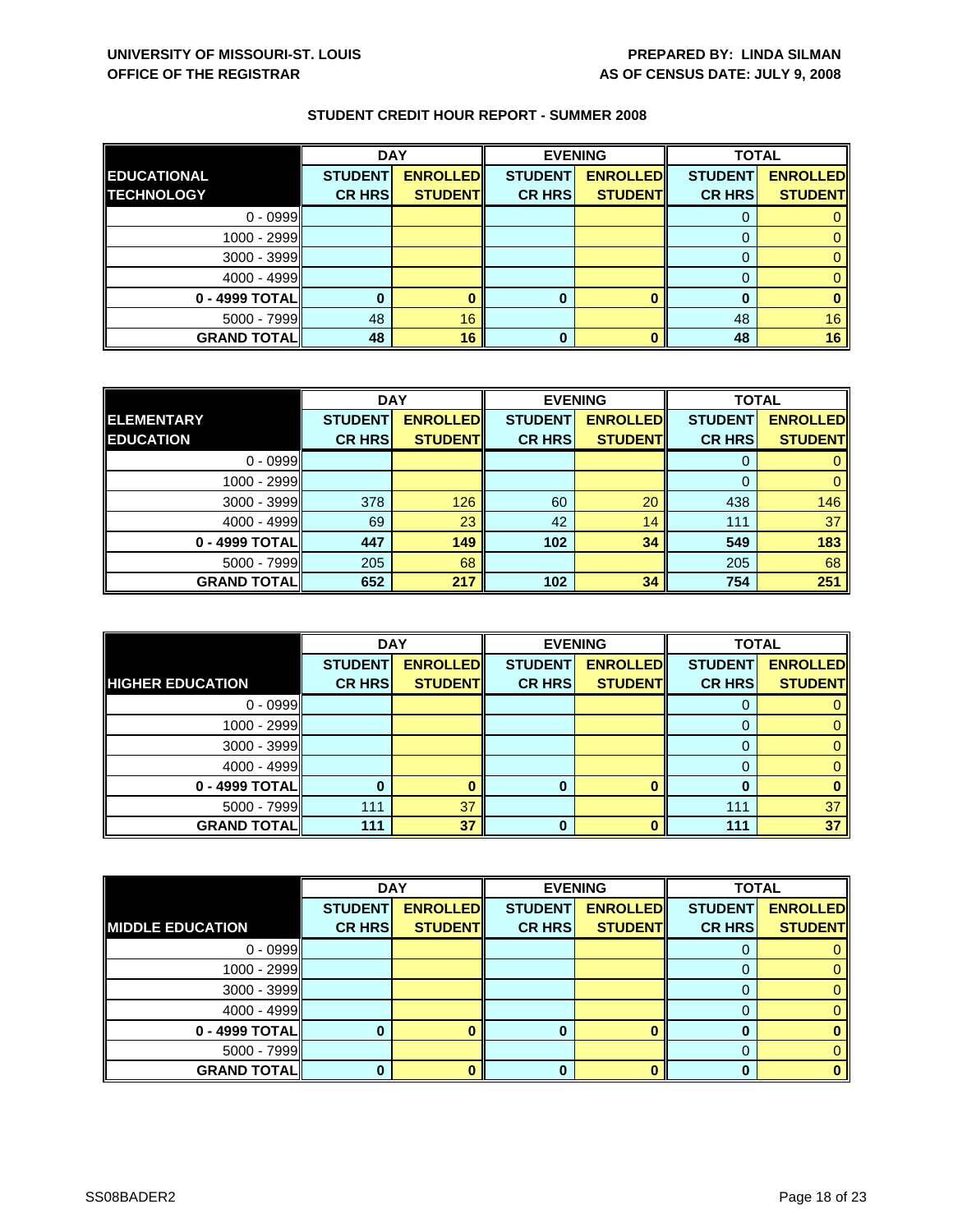UNIVERSITY OF MISSOURI-ST. LOUIS
OFFICE OF THE REGISTRAR

PREPARED BY: LINDA SILMAN
AS OF CENSUS DATE: JULY 9, 2008

## STUDENT CREDIT HOUR REPORT - SUMMER 2008

| EDUCATIONAL TECHNOLOGY | DAY | | EVENING | | TOTAL | |
|---|---|---|---|---|---|---|
| | STUDENT CR HRS | ENROLLED STUDENT | STUDENT CR HRS | ENROLLED STUDENT | STUDENT CR HRS | ENROLLED STUDENT |
| 0 - 0999 | | | | | 0 | 0 |
| 1000 - 2999 | | | | | 0 | 0 |
| 3000 - 3999 | | | | | 0 | 0 |
| 4000 - 4999 | | | | | 0 | 0 |
| **0 - 4999 TOTAL** | **0** | **0** | **0** | **0** | **0** | **0** |
| 5000 - 7999 | 48 | 16 | | | 48 | 16 |
| **GRAND TOTAL** | **48** | **16** | **0** | **0** | **48** | **16** |

| ELEMENTARY EDUCATION | DAY | | EVENING | | TOTAL | |
|---|---|---|---|---|---|---|
| | STUDENT CR HRS | ENROLLED STUDENT | STUDENT CR HRS | ENROLLED STUDENT | STUDENT CR HRS | ENROLLED STUDENT |
| 0 - 0999 | | | | | 0 | 0 |
| 1000 - 2999 | | | | | 0 | 0 |
| 3000 - 3999 | 378 | 126 | 60 | 20 | 438 | 146 |
| 4000 - 4999 | 69 | 23 | 42 | 14 | 111 | 37 |
| **0 - 4999 TOTAL** | **447** | **149** | **102** | **34** | **549** | **183** |
| 5000 - 7999 | 205 | 68 | | | 205 | 68 |
| **GRAND TOTAL** | **652** | **217** | **102** | **34** | **754** | **251** |

| HIGHER EDUCATION | DAY | | EVENING | | TOTAL | |
|---|---|---|---|---|---|---|
| | STUDENT CR HRS | ENROLLED STUDENT | STUDENT CR HRS | ENROLLED STUDENT | STUDENT CR HRS | ENROLLED STUDENT |
| 0 - 0999 | | | | | 0 | 0 |
| 1000 - 2999 | | | | | 0 | 0 |
| 3000 - 3999 | | | | | 0 | 0 |
| 4000 - 4999 | | | | | 0 | 0 |
| **0 - 4999 TOTAL** | **0** | **0** | **0** | **0** | **0** | **0** |
| 5000 - 7999 | 111 | 37 | | | 111 | 37 |
| **GRAND TOTAL** | **111** | **37** | **0** | **0** | **111** | **37** |

| MIDDLE EDUCATION | DAY | | EVENING | | TOTAL | |
|---|---|---|---|---|---|---|
| | STUDENT CR HRS | ENROLLED STUDENT | STUDENT CR HRS | ENROLLED STUDENT | STUDENT CR HRS | ENROLLED STUDENT |
| 0 - 0999 | | | | | 0 | 0 |
| 1000 - 2999 | | | | | 0 | 0 |
| 3000 - 3999 | | | | | 0 | 0 |
| 4000 - 4999 | | | | | 0 | 0 |
| **0 - 4999 TOTAL** | **0** | **0** | **0** | **0** | **0** | **0** |
| 5000 - 7999 | | | | | 0 | 0 |
| **GRAND TOTAL** | **0** | **0** | **0** | **0** | **0** | **0** |

SS08BADER2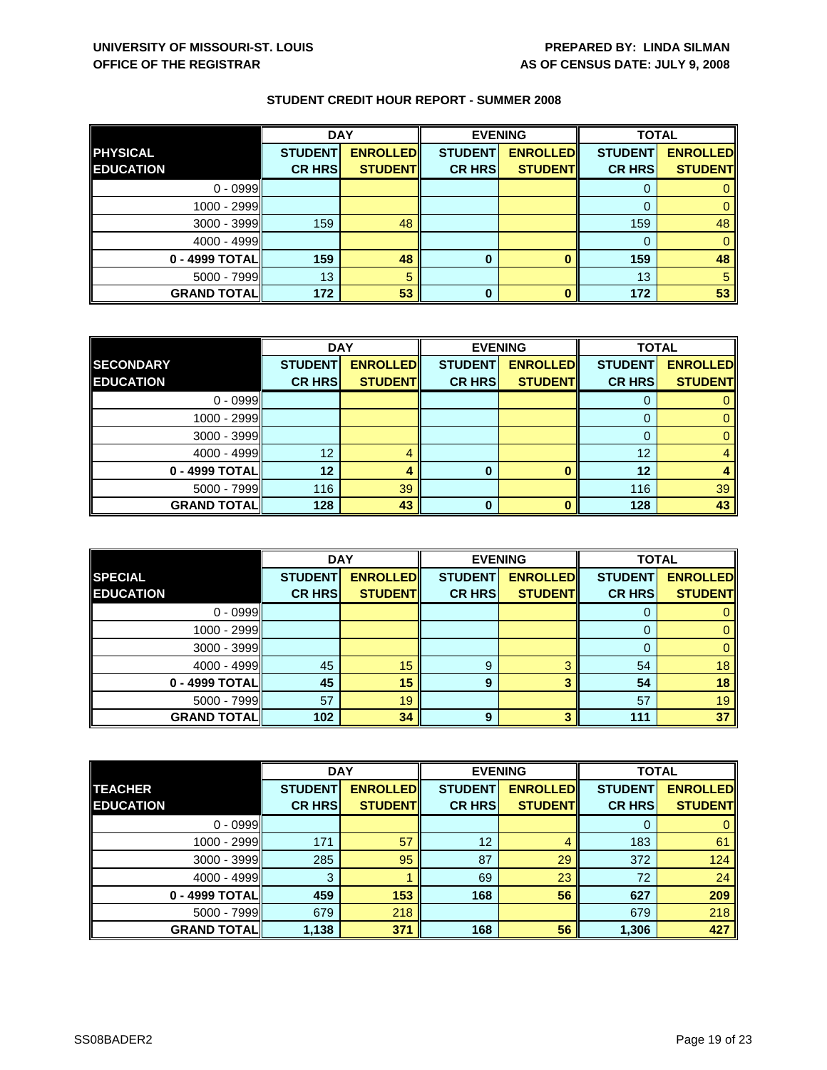**UNIVERSITY OF MISSOURI-ST. LOUIS**
**OFFICE OF THE REGISTRAR**

**PREPARED BY: LINDA SILMAN**
**AS OF CENSUS DATE: JULY 9, 2008**

## STUDENT CREDIT HOUR REPORT - SUMMER 2008

| PHYSICAL EDUCATION | DAY | | EVENING | | TOTAL | |
|---|---|---|---|---|---|---|
| | STUDENT CR HRS | ENROLLED STUDENT | STUDENT CR HRS | ENROLLED STUDENT | STUDENT CR HRS | ENROLLED STUDENT |
| 0 - 0999 | | | | | 0 | 0 |
| 1000 - 2999 | | | | | 0 | 0 |
| 3000 - 3999 | 159 | 48 | | | 159 | 48 |
| 4000 - 4999 | | | | | 0 | 0 |
| **0 - 4999 TOTAL** | **159** | **48** | **0** | **0** | **159** | **48** |
| 5000 - 7999 | 13 | 5 | | | 13 | 5 |
| **GRAND TOTAL** | **172** | **53** | **0** | **0** | **172** | **53** |

| SECONDARY EDUCATION | DAY | | EVENING | | TOTAL | |
|---|---|---|---|---|---|---|
| | STUDENT CR HRS | ENROLLED STUDENT | STUDENT CR HRS | ENROLLED STUDENT | STUDENT CR HRS | ENROLLED STUDENT |
| 0 - 0999 | | | | | 0 | 0 |
| 1000 - 2999 | | | | | 0 | 0 |
| 3000 - 3999 | | | | | 0 | 0 |
| 4000 - 4999 | 12 | 4 | | | 12 | 4 |
| **0 - 4999 TOTAL** | **12** | **4** | **0** | **0** | **12** | **4** |
| 5000 - 7999 | 116 | 39 | | | 116 | 39 |
| **GRAND TOTAL** | **128** | **43** | **0** | **0** | **128** | **43** |

| SPECIAL EDUCATION | DAY | | EVENING | | TOTAL | |
|---|---|---|---|---|---|---|
| | STUDENT CR HRS | ENROLLED STUDENT | STUDENT CR HRS | ENROLLED STUDENT | STUDENT CR HRS | ENROLLED STUDENT |
| 0 - 0999 | | | | | 0 | 0 |
| 1000 - 2999 | | | | | 0 | 0 |
| 3000 - 3999 | | | | | 0 | 0 |
| 4000 - 4999 | 45 | 15 | 9 | 3 | 54 | 18 |
| **0 - 4999 TOTAL** | **45** | **15** | **9** | **3** | **54** | **18** |
| 5000 - 7999 | 57 | 19 | | | 57 | 19 |
| **GRAND TOTAL** | **102** | **34** | **9** | **3** | **111** | **37** |

| TEACHER EDUCATION | DAY | | EVENING | | TOTAL | |
|---|---|---|---|---|---|---|
| | STUDENT CR HRS | ENROLLED STUDENT | STUDENT CR HRS | ENROLLED STUDENT | STUDENT CR HRS | ENROLLED STUDENT |
| 0 - 0999 | | | | | 0 | 0 |
| 1000 - 2999 | 171 | 57 | 12 | 4 | 183 | 61 |
| 3000 - 3999 | 285 | 95 | 87 | 29 | 372 | 124 |
| 4000 - 4999 | 3 | 1 | 69 | 23 | 72 | 24 |
| **0 - 4999 TOTAL** | **459** | **153** | **168** | **56** | **627** | **209** |
| 5000 - 7999 | 679 | 218 | | | 679 | 218 |
| **GRAND TOTAL** | **1,138** | **371** | **168** | **56** | **1,306** | **427** |

SS08BADER2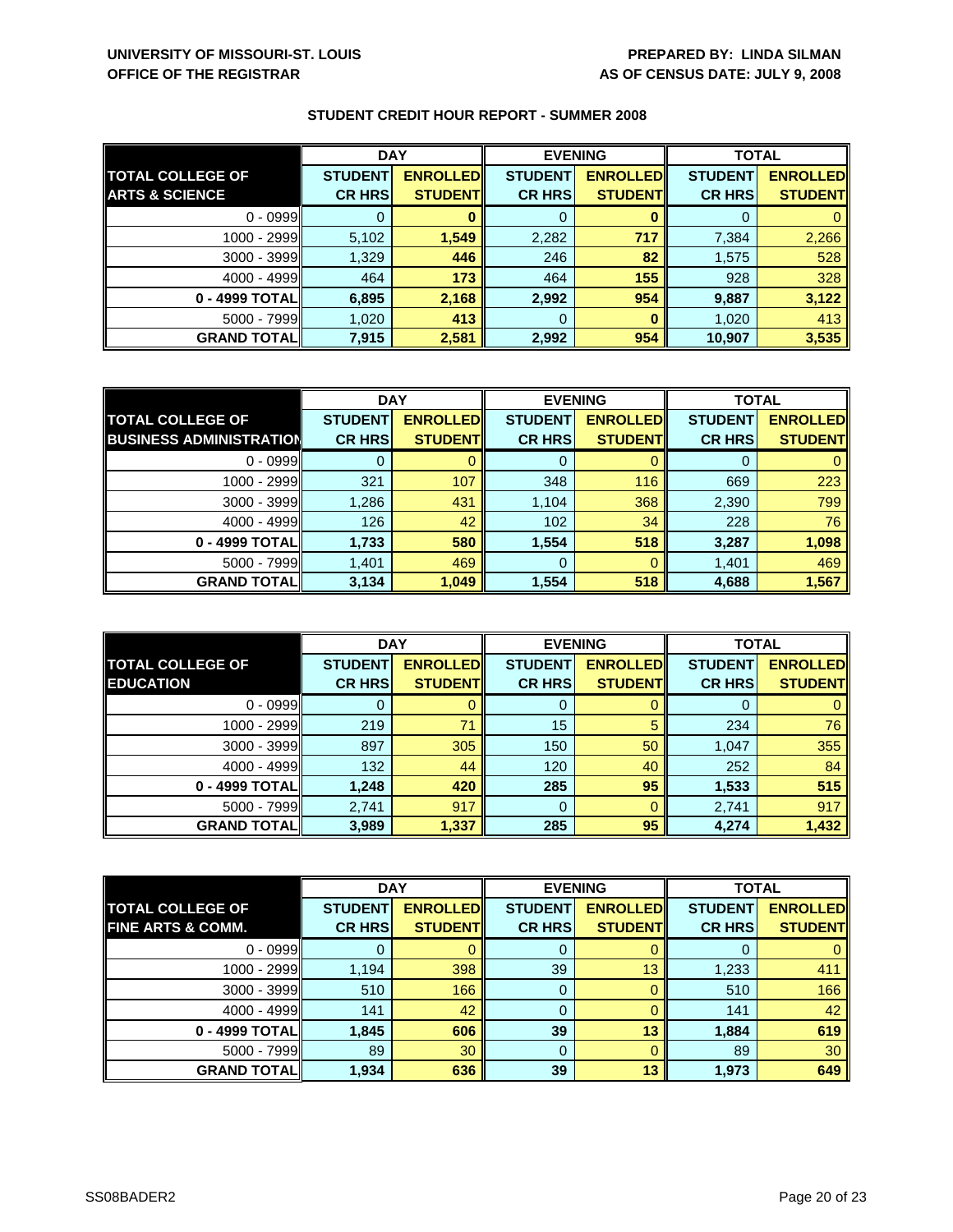**UNIVERSITY OF MISSOURI-ST. LOUIS**
**OFFICE OF THE REGISTRAR**

**PREPARED BY: LINDA SILMAN**
**AS OF CENSUS DATE: JULY 9, 2008**

## STUDENT CREDIT HOUR REPORT - SUMMER 2008

| | DAY | | EVENING | | TOTAL | |
|---|---|---|---|---|---|---|
| **TOTAL COLLEGE OF ARTS & SCIENCE** | **STUDENT CR HRS** | **ENROLLED STUDENT** | **STUDENT CR HRS** | **ENROLLED STUDENT** | **STUDENT CR HRS** | **ENROLLED STUDENT** |
| 0 - 0999 | 0 | **0** | 0 | **0** | 0 | 0 |
| 1000 - 2999 | 5,102 | **1,549** | 2,282 | **717** | 7,384 | 2,266 |
| 3000 - 3999 | 1,329 | **446** | 246 | **82** | 1,575 | 528 |
| 4000 - 4999 | 464 | **173** | 464 | **155** | 928 | 328 |
| **0 - 4999 TOTAL** | **6,895** | **2,168** | **2,992** | **954** | **9,887** | **3,122** |
| 5000 - 7999 | 1,020 | **413** | 0 | **0** | 1,020 | 413 |
| **GRAND TOTAL** | **7,915** | **2,581** | **2,992** | **954** | **10,907** | **3,535** |

| | DAY | | EVENING | | TOTAL | |
|---|---|---|---|---|---|---|
| **TOTAL COLLEGE OF BUSINESS ADMINISTRATION** | **STUDENT CR HRS** | **ENROLLED STUDENT** | **STUDENT CR HRS** | **ENROLLED STUDENT** | **STUDENT CR HRS** | **ENROLLED STUDENT** |
| 0 - 0999 | 0 | 0 | 0 | 0 | 0 | 0 |
| 1000 - 2999 | 321 | 107 | 348 | 116 | 669 | 223 |
| 3000 - 3999 | 1,286 | 431 | 1,104 | 368 | 2,390 | 799 |
| 4000 - 4999 | 126 | 42 | 102 | 34 | 228 | 76 |
| **0 - 4999 TOTAL** | **1,733** | **580** | **1,554** | **518** | **3,287** | **1,098** |
| 5000 - 7999 | 1,401 | 469 | 0 | 0 | 1,401 | 469 |
| **GRAND TOTAL** | **3,134** | **1,049** | **1,554** | **518** | **4,688** | **1,567** |

| | DAY | | EVENING | | TOTAL | |
|---|---|---|---|---|---|---|
| **TOTAL COLLEGE OF EDUCATION** | **STUDENT CR HRS** | **ENROLLED STUDENT** | **STUDENT CR HRS** | **ENROLLED STUDENT** | **STUDENT CR HRS** | **ENROLLED STUDENT** |
| 0 - 0999 | 0 | 0 | 0 | 0 | 0 | 0 |
| 1000 - 2999 | 219 | 71 | 15 | 5 | 234 | 76 |
| 3000 - 3999 | 897 | 305 | 150 | 50 | 1,047 | 355 |
| 4000 - 4999 | 132 | 44 | 120 | 40 | 252 | 84 |
| **0 - 4999 TOTAL** | **1,248** | **420** | **285** | **95** | **1,533** | **515** |
| 5000 - 7999 | 2,741 | 917 | 0 | 0 | 2,741 | 917 |
| **GRAND TOTAL** | **3,989** | **1,337** | **285** | **95** | **4,274** | **1,432** |

| | DAY | | EVENING | | TOTAL | |
|---|---|---|---|---|---|---|
| **TOTAL COLLEGE OF FINE ARTS & COMM.** | **STUDENT CR HRS** | **ENROLLED STUDENT** | **STUDENT CR HRS** | **ENROLLED STUDENT** | **STUDENT CR HRS** | **ENROLLED STUDENT** |
| 0 - 0999 | 0 | 0 | 0 | 0 | 0 | 0 |
| 1000 - 2999 | 1,194 | 398 | 39 | 13 | 1,233 | 411 |
| 3000 - 3999 | 510 | 166 | 0 | 0 | 510 | 166 |
| 4000 - 4999 | 141 | 42 | 0 | 0 | 141 | 42 |
| **0 - 4999 TOTAL** | **1,845** | **606** | **39** | **13** | **1,884** | **619** |
| 5000 - 7999 | 89 | 30 | 0 | 0 | 89 | 30 |
| **GRAND TOTAL** | **1,934** | **636** | **39** | **13** | **1,973** | **649** |

SS08BADER2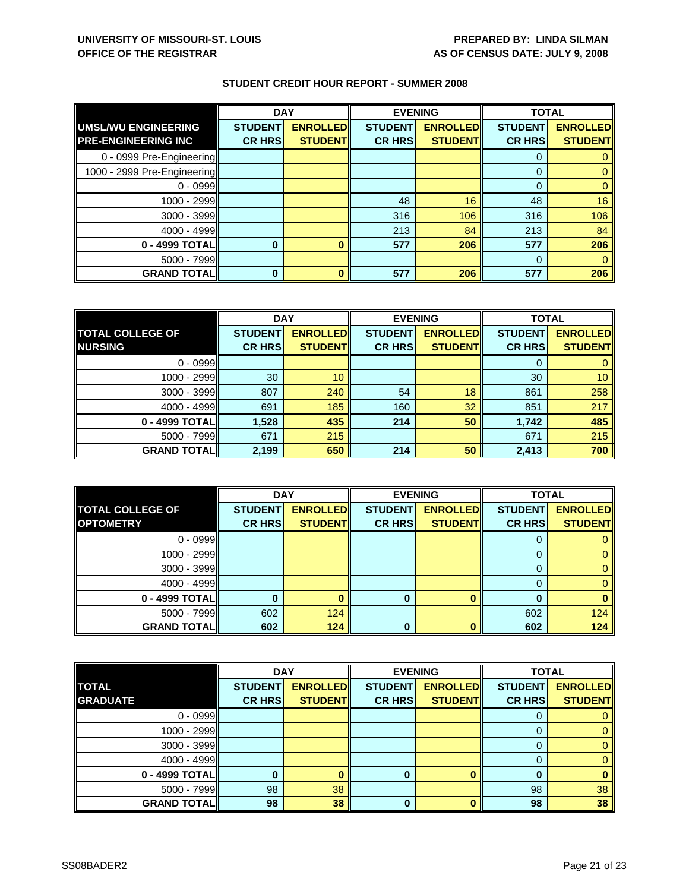UNIVERSITY OF MISSOURI-ST. LOUIS
OFFICE OF THE REGISTRAR

PREPARED BY: LINDA SILMAN
AS OF CENSUS DATE: JULY 9, 2008

## STUDENT CREDIT HOUR REPORT - SUMMER 2008

| UMSL/WU ENGINEERING PRE-ENGINEERING INC | DAY | | EVENING | | TOTAL | |
|---|---|---|---|---|---|---|
| | STUDENT CR HRS | ENROLLED STUDENT | STUDENT CR HRS | ENROLLED STUDENT | STUDENT CR HRS | ENROLLED STUDENT |
| 0 - 0999 Pre-Engineering | | | | | 0 | 0 |
| 1000 - 2999 Pre-Engineering | | | | | 0 | 0 |
| 0 - 0999 | | | | | 0 | 0 |
| 1000 - 2999 | | | 48 | 16 | 48 | 16 |
| 3000 - 3999 | | | 316 | 106 | 316 | 106 |
| 4000 - 4999 | | | 213 | 84 | 213 | 84 |
| **0 - 4999 TOTAL** | **0** | **0** | **577** | **206** | **577** | **206** |
| 5000 - 7999 | | | | | 0 | 0 |
| **GRAND TOTAL** | **0** | **0** | **577** | **206** | **577** | **206** |

| TOTAL COLLEGE OF NURSING | DAY | | EVENING | | TOTAL | |
|---|---|---|---|---|---|---|
| | STUDENT CR HRS | ENROLLED STUDENT | STUDENT CR HRS | ENROLLED STUDENT | STUDENT CR HRS | ENROLLED STUDENT |
| 0 - 0999 | | | | | 0 | 0 |
| 1000 - 2999 | 30 | 10 | | | 30 | 10 |
| 3000 - 3999 | 807 | 240 | 54 | 18 | 861 | 258 |
| 4000 - 4999 | 691 | 185 | 160 | 32 | 851 | 217 |
| **0 - 4999 TOTAL** | **1,528** | **435** | **214** | **50** | **1,742** | **485** |
| 5000 - 7999 | 671 | 215 | | | 671 | 215 |
| **GRAND TOTAL** | **2,199** | **650** | **214** | **50** | **2,413** | **700** |

| TOTAL COLLEGE OF OPTOMETRY | DAY | | EVENING | | TOTAL | |
|---|---|---|---|---|---|---|
| | STUDENT CR HRS | ENROLLED STUDENT | STUDENT CR HRS | ENROLLED STUDENT | STUDENT CR HRS | ENROLLED STUDENT |
| 0 - 0999 | | | | | 0 | 0 |
| 1000 - 2999 | | | | | 0 | 0 |
| 3000 - 3999 | | | | | 0 | 0 |
| 4000 - 4999 | | | | | 0 | 0 |
| **0 - 4999 TOTAL** | **0** | **0** | **0** | **0** | **0** | **0** |
| 5000 - 7999 | 602 | 124 | | | 602 | 124 |
| **GRAND TOTAL** | **602** | **124** | **0** | **0** | **602** | **124** |

| TOTAL GRADUATE | DAY | | EVENING | | TOTAL | |
|---|---|---|---|---|---|---|
| | STUDENT CR HRS | ENROLLED STUDENT | STUDENT CR HRS | ENROLLED STUDENT | STUDENT CR HRS | ENROLLED STUDENT |
| 0 - 0999 | | | | | 0 | 0 |
| 1000 - 2999 | | | | | 0 | 0 |
| 3000 - 3999 | | | | | 0 | 0 |
| 4000 - 4999 | | | | | 0 | 0 |
| **0 - 4999 TOTAL** | **0** | **0** | **0** | **0** | **0** | **0** |
| 5000 - 7999 | 98 | 38 | | | 98 | 38 |
| **GRAND TOTAL** | **98** | **38** | **0** | **0** | **98** | **38** |

SS08BADER2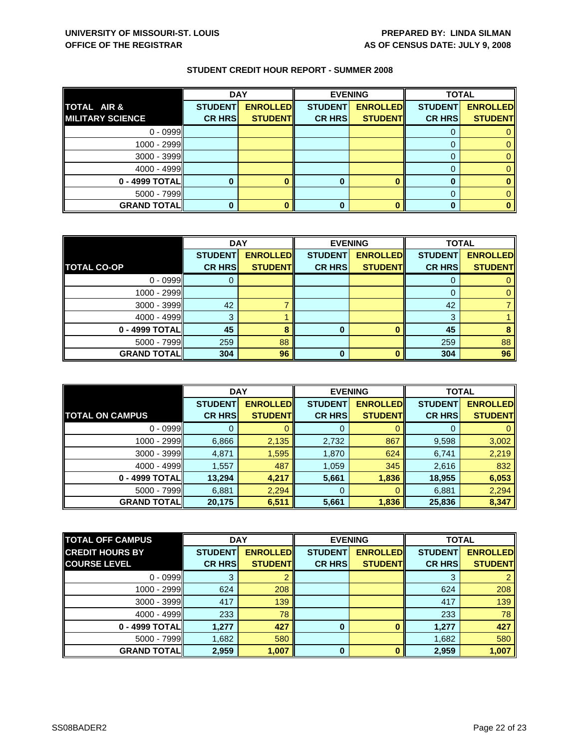UNIVERSITY OF MISSOURI-ST. LOUIS
OFFICE OF THE REGISTRAR

PREPARED BY: LINDA SILMAN
AS OF CENSUS DATE: JULY 9, 2008

## STUDENT CREDIT HOUR REPORT - SUMMER 2008

| TOTAL AIR & MILITARY SCIENCE | DAY | | EVENING | | TOTAL | |
|---|---|---|---|---|---|---|
| | STUDENT CR HRS | ENROLLED STUDENT | STUDENT CR HRS | ENROLLED STUDENT | STUDENT CR HRS | ENROLLED STUDENT |
| 0 - 0999 | | | | | 0 | 0 |
| 1000 - 2999 | | | | | 0 | 0 |
| 3000 - 3999 | | | | | 0 | 0 |
| 4000 - 4999 | | | | | 0 | 0 |
| **0 - 4999 TOTAL** | **0** | **0** | **0** | **0** | **0** | **0** |
| 5000 - 7999 | | | | | 0 | 0 |
| **GRAND TOTAL** | **0** | **0** | **0** | **0** | **0** | **0** |

| TOTAL CO-OP | DAY | | EVENING | | TOTAL | |
|---|---|---|---|---|---|---|
| | STUDENT CR HRS | ENROLLED STUDENT | STUDENT CR HRS | ENROLLED STUDENT | STUDENT CR HRS | ENROLLED STUDENT |
| 0 - 0999 | 0 | | | | 0 | 0 |
| 1000 - 2999 | | | | | 0 | 0 |
| 3000 - 3999 | 42 | 7 | | | 42 | 7 |
| 4000 - 4999 | 3 | 1 | | | 3 | 1 |
| **0 - 4999 TOTAL** | **45** | **8** | **0** | **0** | **45** | **8** |
| 5000 - 7999 | 259 | 88 | | | 259 | 88 |
| **GRAND TOTAL** | **304** | **96** | **0** | **0** | **304** | **96** |

| TOTAL ON CAMPUS | DAY | | EVENING | | TOTAL | |
|---|---|---|---|---|---|---|
| | STUDENT CR HRS | ENROLLED STUDENT | STUDENT CR HRS | ENROLLED STUDENT | STUDENT CR HRS | ENROLLED STUDENT |
| 0 - 0999 | 0 | 0 | 0 | 0 | 0 | 0 |
| 1000 - 2999 | 6,866 | 2,135 | 2,732 | 867 | 9,598 | 3,002 |
| 3000 - 3999 | 4,871 | 1,595 | 1,870 | 624 | 6,741 | 2,219 |
| 4000 - 4999 | 1,557 | 487 | 1,059 | 345 | 2,616 | 832 |
| **0 - 4999 TOTAL** | **13,294** | **4,217** | **5,661** | **1,836** | **18,955** | **6,053** |
| 5000 - 7999 | 6,881 | 2,294 | 0 | 0 | 6,881 | 2,294 |
| **GRAND TOTAL** | **20,175** | **6,511** | **5,661** | **1,836** | **25,836** | **8,347** |

| TOTAL OFF CAMPUS CREDIT HOURS BY COURSE LEVEL | DAY | | EVENING | | TOTAL | |
|---|---|---|---|---|---|---|
| | STUDENT CR HRS | ENROLLED STUDENT | STUDENT CR HRS | ENROLLED STUDENT | STUDENT CR HRS | ENROLLED STUDENT |
| 0 - 0999 | 3 | 2 | | | 3 | 2 |
| 1000 - 2999 | 624 | 208 | | | 624 | 208 |
| 3000 - 3999 | 417 | 139 | | | 417 | 139 |
| 4000 - 4999 | 233 | 78 | | | 233 | 78 |
| **0 - 4999 TOTAL** | **1,277** | **427** | **0** | **0** | **1,277** | **427** |
| 5000 - 7999 | 1,682 | 580 | | | 1,682 | 580 |
| **GRAND TOTAL** | **2,959** | **1,007** | **0** | **0** | **2,959** | **1,007** |

SS08BADER2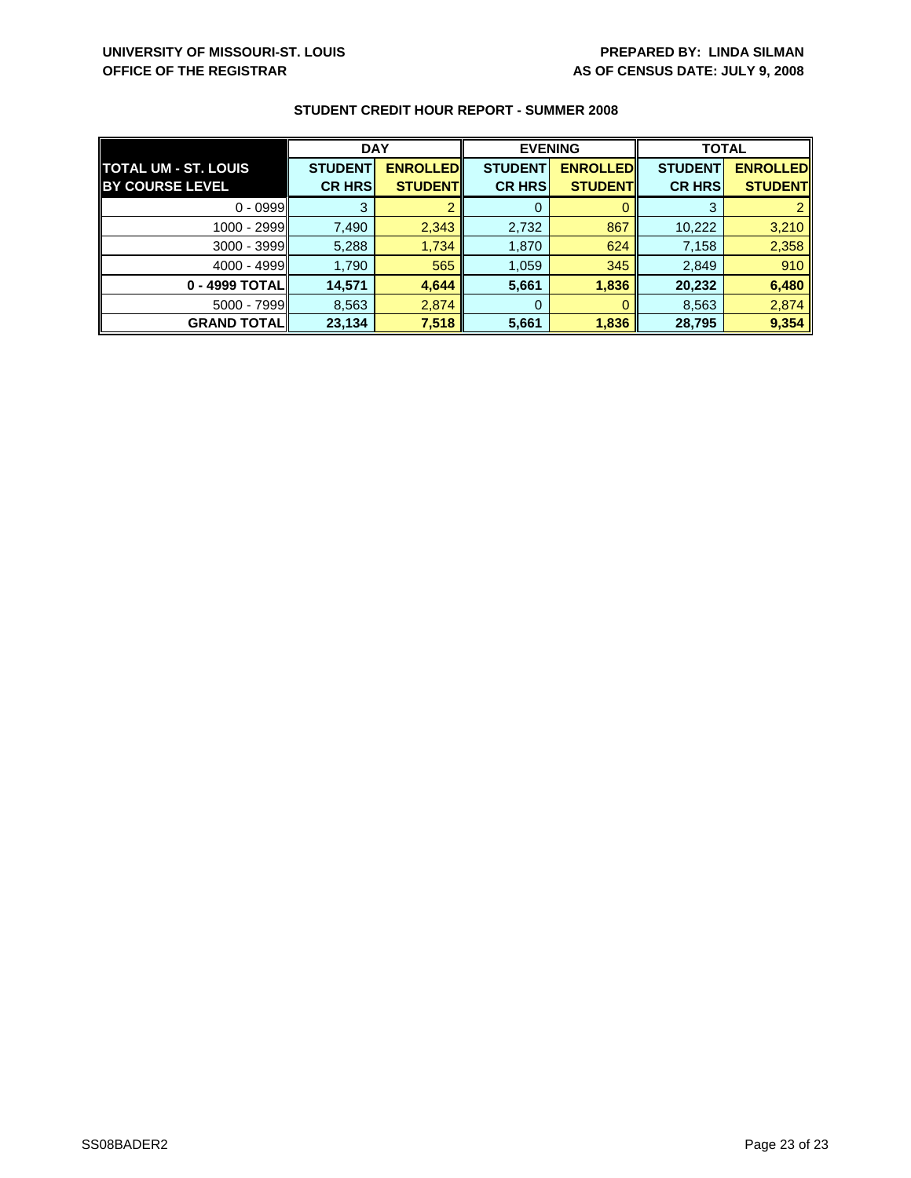**UNIVERSITY OF MISSOURI-ST. LOUIS**
**OFFICE OF THE REGISTRAR**

**PREPARED BY: LINDA SILMAN**
**AS OF CENSUS DATE: JULY 9, 2008**

**STUDENT CREDIT HOUR REPORT - SUMMER 2008**

| | DAY | | EVENING | | TOTAL | |
|---|---|---|---|---|---|---|
| **TOTAL UM - ST. LOUIS BY COURSE LEVEL** | **STUDENT CR HRS** | **ENROLLED STUDENT** | **STUDENT CR HRS** | **ENROLLED STUDENT** | **STUDENT CR HRS** | **ENROLLED STUDENT** |
| 0 - 0999 | 3 | 2 | 0 | 0 | 3 | 2 |
| 1000 - 2999 | 7,490 | 2,343 | 2,732 | 867 | 10,222 | 3,210 |
| 3000 - 3999 | 5,288 | 1,734 | 1,870 | 624 | 7,158 | 2,358 |
| 4000 - 4999 | 1,790 | 565 | 1,059 | 345 | 2,849 | 910 |
| **0 - 4999 TOTAL** | **14,571** | **4,644** | **5,661** | **1,836** | **20,232** | **6,480** |
| 5000 - 7999 | 8,563 | 2,874 | 0 | 0 | 8,563 | 2,874 |
| **GRAND TOTAL** | **23,134** | **7,518** | **5,661** | **1,836** | **28,795** | **9,354** |

SS08BADER2